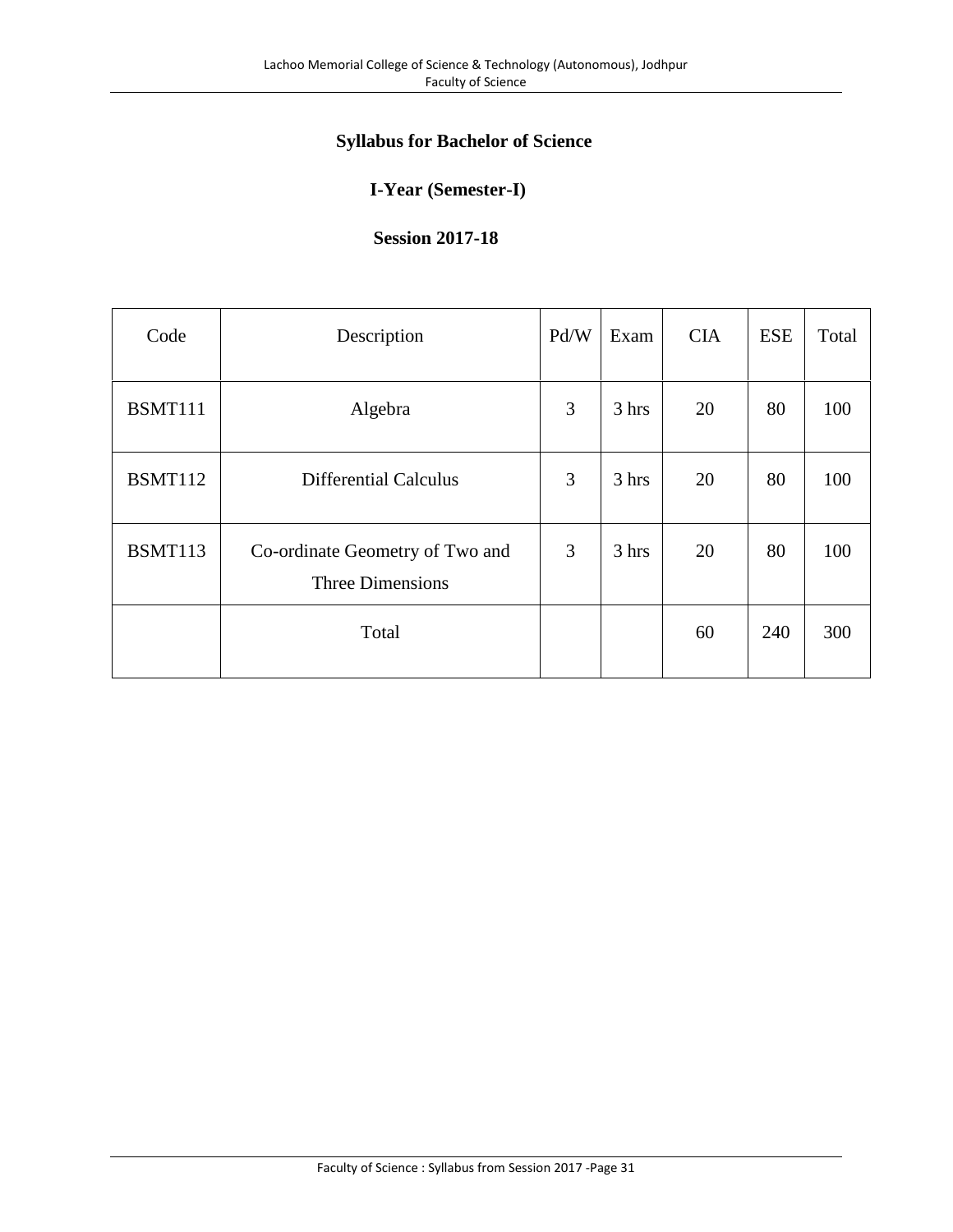# Syllabus for Bachelor of Science

## I-Year (Semester-I)

## Session 2017-18

| Code | Description | Pd/W | Exam | CIA | ESE | Total |
|---|---|---|---|---|---|---|
| BSMT111 | Algebra | 3 | 3 hrs | 20 | 80 | 100 |
| BSMT112 | Differential Calculus | 3 | 3 hrs | 20 | 80 | 100 |
| BSMT113 | Co-ordinate Geometry of Two and Three Dimensions | 3 | 3 hrs | 20 | 80 | 100 |
| | Total | | | 60 | 240 | 300 |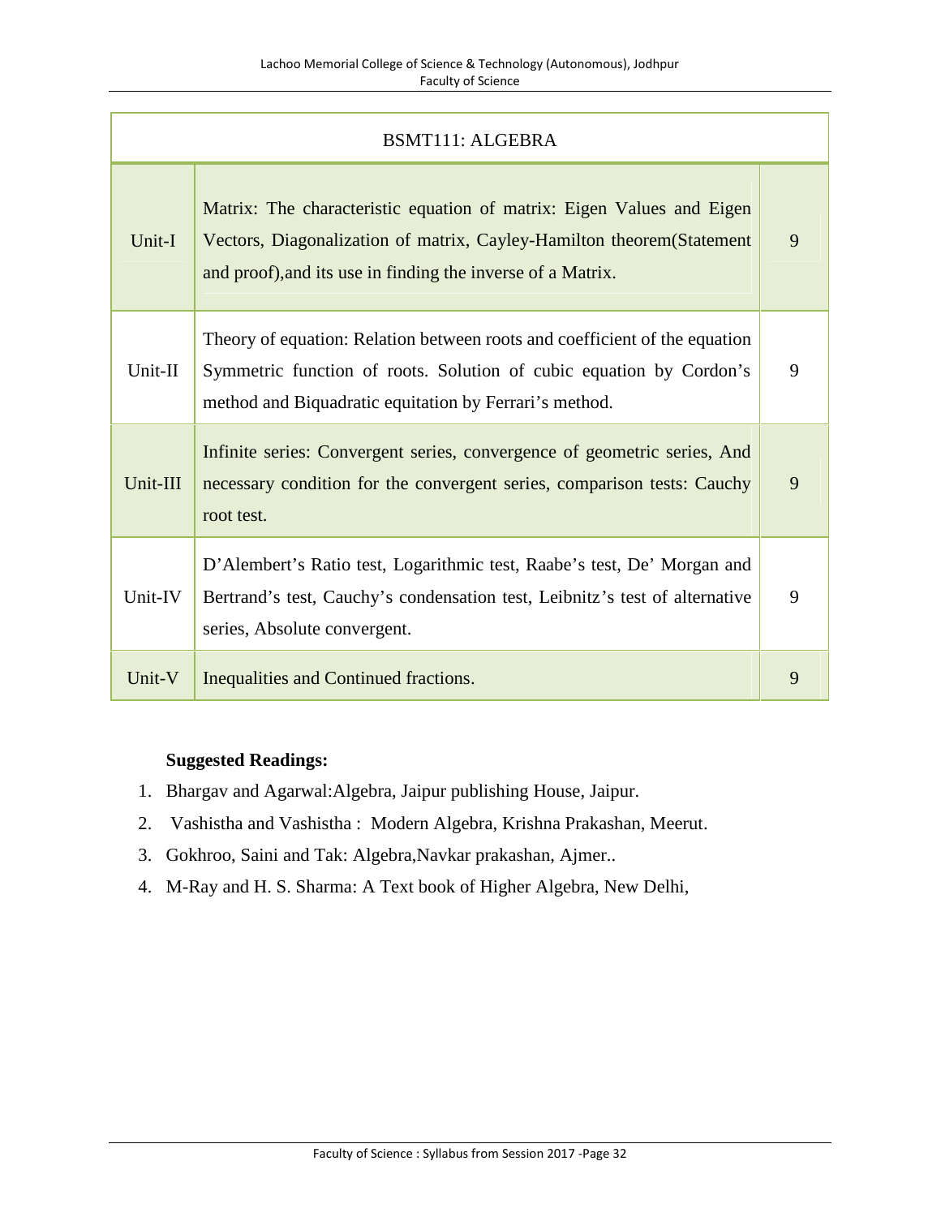| BSMT111: ALGEBRA | | |
|---|---|---|
| Unit-I | Matrix: The characteristic equation of matrix: Eigen Values and Eigen Vectors, Diagonalization of matrix, Cayley-Hamilton theorem(Statement and proof),and its use in finding the inverse of a Matrix. | 9 |
| Unit-II | Theory of equation: Relation between roots and coefficient of the equation Symmetric function of roots. Solution of cubic equation by Cordon's method and Biquadratic equitation by Ferrari's method. | 9 |
| Unit-III | Infinite series: Convergent series, convergence of geometric series, And necessary condition for the convergent series, comparison tests: Cauchy root test. | 9 |
| Unit-IV | D'Alembert's Ratio test, Logarithmic test, Raabe's test, De' Morgan and Bertrand's test, Cauchy's condensation test, Leibnitz's test of alternative series, Absolute convergent. | 9 |
| Unit-V | Inequalities and Continued fractions. | 9 |

**Suggested Readings:**

1. Bhargav and Agarwal:Algebra, Jaipur publishing House, Jaipur.
2. Vashistha and Vashistha : Modern Algebra, Krishna Prakashan, Meerut.
3. Gokhroo, Saini and Tak: Algebra,Navkar prakashan, Ajmer..
4. M-Ray and H. S. Sharma: A Text book of Higher Algebra, New Delhi,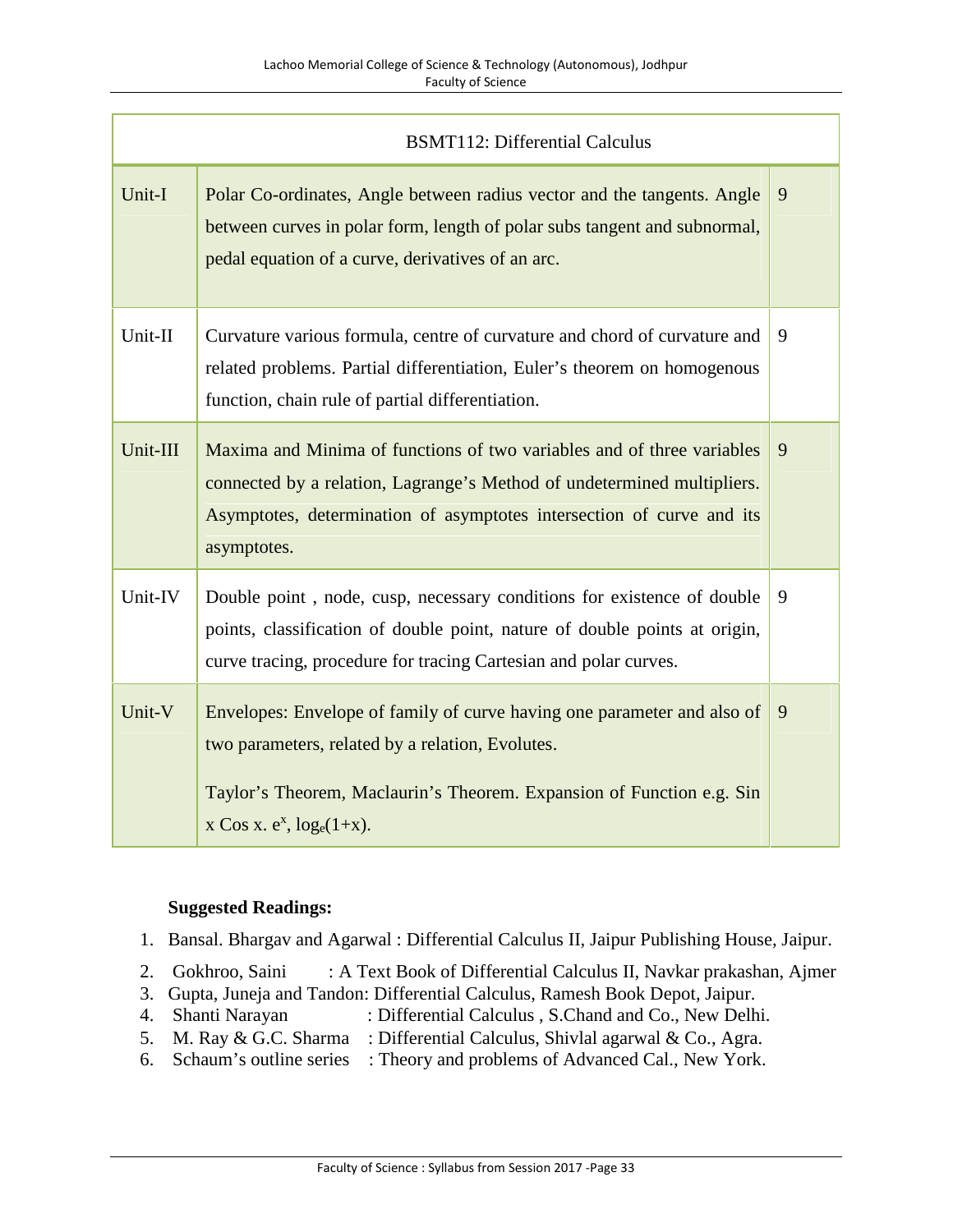| BSMT112: Differential Calculus | | |
|---|---|---|
| Unit-I | Polar Co-ordinates, Angle between radius vector and the tangents. Angle between curves in polar form, length of polar subs tangent and subnormal, pedal equation of a curve, derivatives of an arc. | 9 |
| Unit-II | Curvature various formula, centre of curvature and chord of curvature and related problems. Partial differentiation, Euler's theorem on homogenous function, chain rule of partial differentiation. | 9 |
| Unit-III | Maxima and Minima of functions of two variables and of three variables connected by a relation, Lagrange's Method of undetermined multipliers. Asymptotes, determination of asymptotes intersection of curve and its asymptotes. | 9 |
| Unit-IV | Double point , node, cusp, necessary conditions for existence of double points, classification of double point, nature of double points at origin, curve tracing, procedure for tracing Cartesian and polar curves. | 9 |
| Unit-V | Envelopes: Envelope of family of curve having one parameter and also of two parameters, related by a relation, Evolutes. Taylor's Theorem, Maclaurin's Theorem. Expansion of Function e.g. Sin x Cos x. $e^x$, $\log_e(1+x)$. | 9 |

**Suggested Readings:**

1. Bansal. Bhargav and Agarwal : Differential Calculus II, Jaipur Publishing House, Jaipur.
2. Gokhroo, Saini : A Text Book of Differential Calculus II, Navkar prakashan, Ajmer
3. Gupta, Juneja and Tandon: Differential Calculus, Ramesh Book Depot, Jaipur.
4. Shanti Narayan : Differential Calculus , S.Chand and Co., New Delhi.
5. M. Ray & G.C. Sharma : Differential Calculus, Shivlal agarwal & Co., Agra.
6. Schaum's outline series : Theory and problems of Advanced Cal., New York.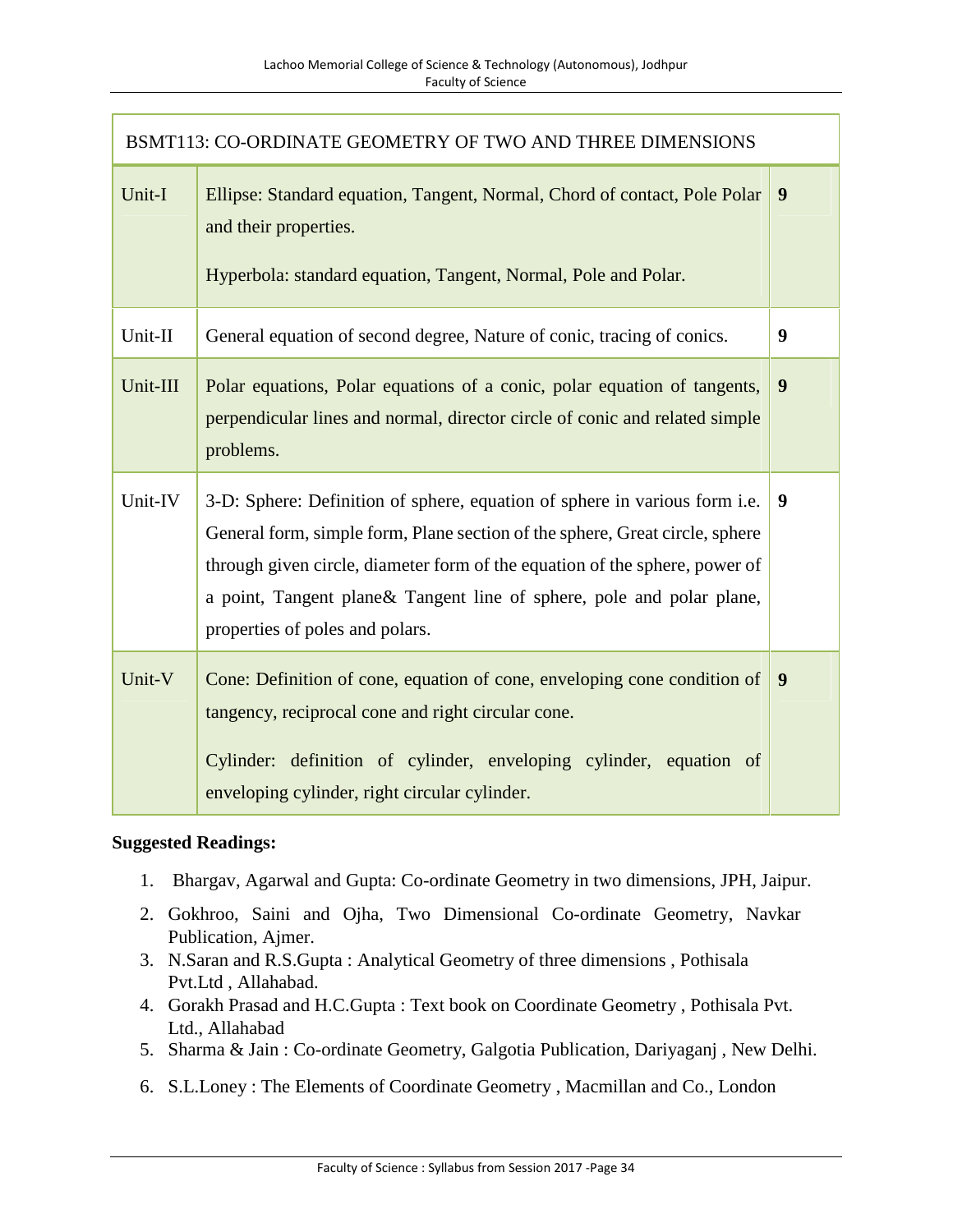| BSMT113: CO-ORDINATE GEOMETRY OF TWO AND THREE DIMENSIONS | | |
|---|---|---|
| Unit-I | Ellipse: Standard equation, Tangent, Normal, Chord of contact, Pole Polar and their properties.<br><br>Hyperbola: standard equation, Tangent, Normal, Pole and Polar. | **9** |
| Unit-II | General equation of second degree, Nature of conic, tracing of conics. | **9** |
| Unit-III | Polar equations, Polar equations of a conic, polar equation of tangents, perpendicular lines and normal, director circle of conic and related simple problems. | **9** |
| Unit-IV | 3-D: Sphere: Definition of sphere, equation of sphere in various form i.e. General form, simple form, Plane section of the sphere, Great circle, sphere through given circle, diameter form of the equation of the sphere, power of a point, Tangent plane& Tangent line of sphere, pole and polar plane, properties of poles and polars. | **9** |
| Unit-V | Cone: Definition of cone, equation of cone, enveloping cone condition of tangency, reciprocal cone and right circular cone.<br><br>Cylinder: definition of cylinder, enveloping cylinder, equation of enveloping cylinder, right circular cylinder. | **9** |

**Suggested Readings:**

1. Bhargav, Agarwal and Gupta: Co-ordinate Geometry in two dimensions, JPH, Jaipur.
2. Gokhroo, Saini and Ojha, Two Dimensional Co-ordinate Geometry, Navkar Publication, Ajmer.
3. N.Saran and R.S.Gupta : Analytical Geometry of three dimensions , Pothisala Pvt.Ltd , Allahabad.
4. Gorakh Prasad and H.C.Gupta : Text book on Coordinate Geometry , Pothisala Pvt. Ltd., Allahabad
5. Sharma & Jain : Co-ordinate Geometry, Galgotia Publication, Dariyaganj , New Delhi.
6. S.L.Loney : The Elements of Coordinate Geometry , Macmillan and Co., London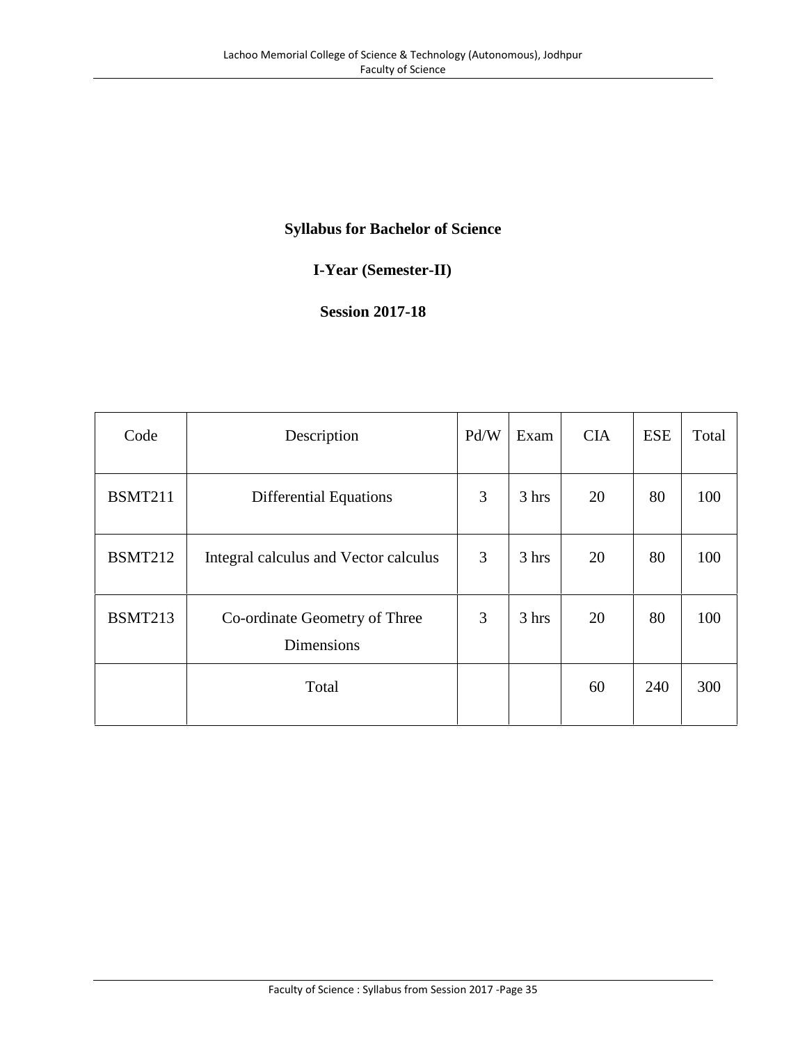**Syllabus for Bachelor of Science**

**I-Year (Semester-II)**

**Session 2017-18**

| Code | Description | Pd/W | Exam | CIA | ESE | Total |
|---|---|---|---|---|---|---|
| BSMT211 | Differential Equations | 3 | 3 hrs | 20 | 80 | 100 |
| BSMT212 | Integral calculus and Vector calculus | 3 | 3 hrs | 20 | 80 | 100 |
| BSMT213 | Co-ordinate Geometry of Three Dimensions | 3 | 3 hrs | 20 | 80 | 100 |
| | Total | | | 60 | 240 | 300 |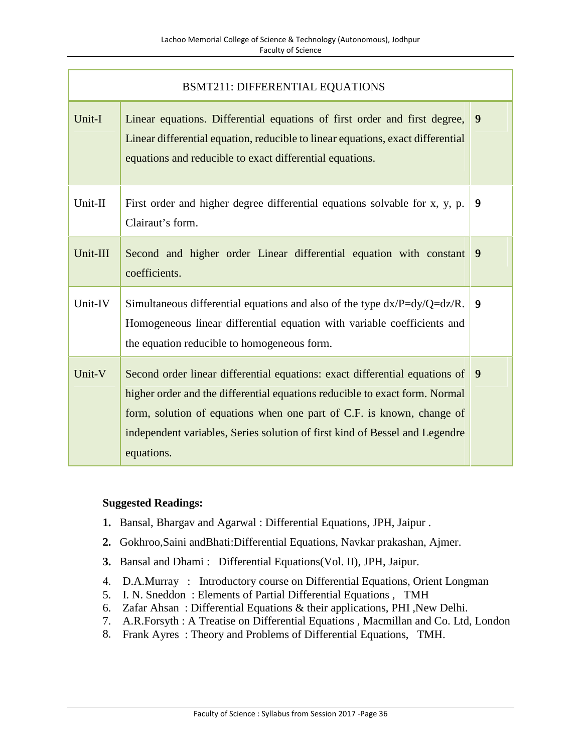| BSMT211: DIFFERENTIAL EQUATIONS | | |
|---|---|---|
| Unit-I | Linear equations. Differential equations of first order and first degree, Linear differential equation, reducible to linear equations, exact differential equations and reducible to exact differential equations. | **9** |
| Unit-II | First order and higher degree differential equations solvable for x, y, p. Clairaut's form. | **9** |
| Unit-III | Second and higher order Linear differential equation with constant coefficients. | **9** |
| Unit-IV | Simultaneous differential equations and also of the type $dx/P=dy/Q=dz/R$. Homogeneous linear differential equation with variable coefficients and the equation reducible to homogeneous form. | **9** |
| Unit-V | Second order linear differential equations: exact differential equations of higher order and the differential equations reducible to exact form. Normal form, solution of equations when one part of C.F. is known, change of independent variables, Series solution of first kind of Bessel and Legendre equations. | **9** |

**Suggested Readings:**

1. Bansal, Bhargav and Agarwal : Differential Equations, JPH, Jaipur .
2. Gokhroo,Saini andBhati:Differential Equations, Navkar prakashan, Ajmer.
3. Bansal and Dhami : Differential Equations(Vol. II), JPH, Jaipur.
4. D.A.Murray : Introductory course on Differential Equations, Orient Longman
5. I. N. Sneddon : Elements of Partial Differential Equations , TMH
6. Zafar Ahsan : Differential Equations & their applications, PHI ,New Delhi.
7. A.R.Forsyth : A Treatise on Differential Equations , Macmillan and Co. Ltd, London
8. Frank Ayres : Theory and Problems of Differential Equations, TMH.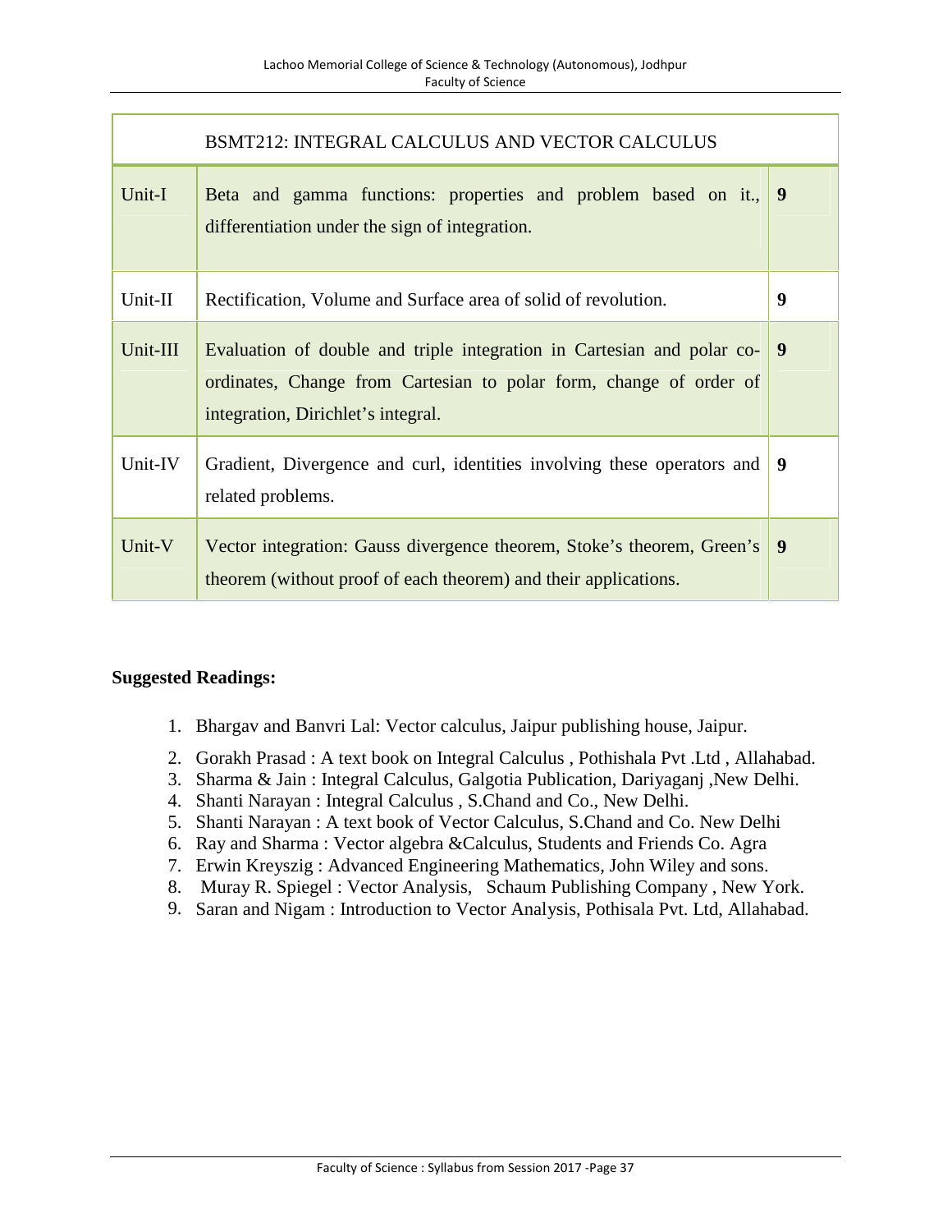| BSMT212: INTEGRAL CALCULUS AND VECTOR CALCULUS | | |
|---|---|---|
| Unit-I | Beta and gamma functions: properties and problem based on it., differentiation under the sign of integration. | **9** |
| Unit-II | Rectification, Volume and Surface area of solid of revolution. | **9** |
| Unit-III | Evaluation of double and triple integration in Cartesian and polar co-ordinates, Change from Cartesian to polar form, change of order of integration, Dirichlet's integral. | **9** |
| Unit-IV | Gradient, Divergence and curl, identities involving these operators and related problems. | **9** |
| Unit-V | Vector integration: Gauss divergence theorem, Stoke's theorem, Green's theorem (without proof of each theorem) and their applications. | **9** |

**Suggested Readings:**

1. Bhargav and Banvri Lal: Vector calculus, Jaipur publishing house, Jaipur.
2. Gorakh Prasad : A text book on Integral Calculus , Pothishala Pvt .Ltd , Allahabad.
3. Sharma & Jain : Integral Calculus, Galgotia Publication, Dariyaganj ,New Delhi.
4. Shanti Narayan : Integral Calculus , S.Chand and Co., New Delhi.
5. Shanti Narayan : A text book of Vector Calculus, S.Chand and Co. New Delhi
6. Ray and Sharma : Vector algebra &Calculus, Students and Friends Co. Agra
7. Erwin Kreyszig : Advanced Engineering Mathematics, John Wiley and sons.
8. Muray R. Spiegel : Vector Analysis, Schaum Publishing Company , New York.
9. Saran and Nigam : Introduction to Vector Analysis, Pothisala Pvt. Ltd, Allahabad.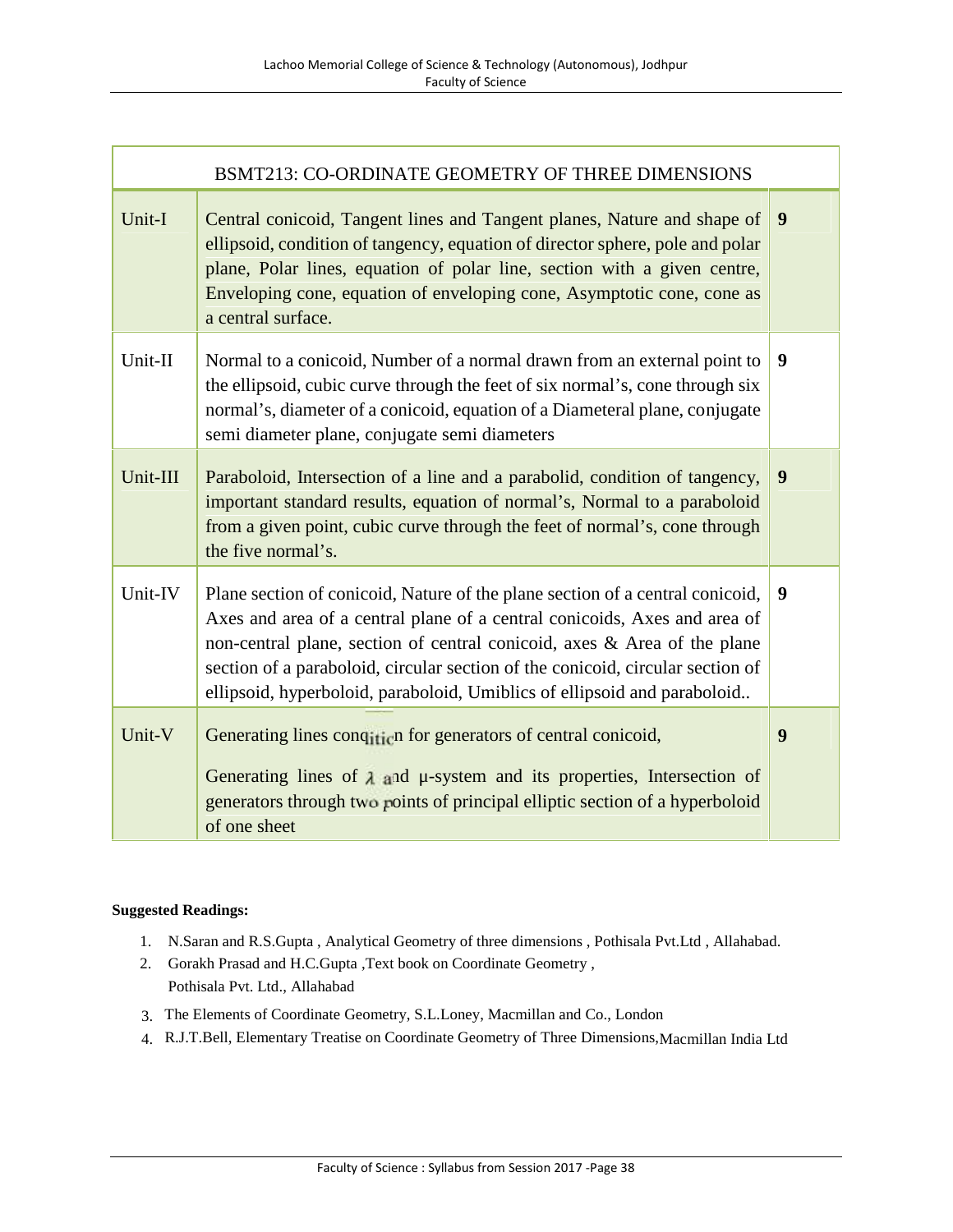| BSMT213: CO-ORDINATE GEOMETRY OF THREE DIMENSIONS | | |
|---|---|---|
| Unit-I | Central conicoid, Tangent lines and Tangent planes, Nature and shape of ellipsoid, condition of tangency, equation of director sphere, pole and polar plane, Polar lines, equation of polar line, section with a given centre, Enveloping cone, equation of enveloping cone, Asymptotic cone, cone as a central surface. | **9** |
| Unit-II | Normal to a conicoid, Number of a normal drawn from an external point to the ellipsoid, cubic curve through the feet of six normal's, cone through six normal's, diameter of a conicoid, equation of a Diameteral plane, conjugate semi diameter plane, conjugate semi diameters | **9** |
| Unit-III | Paraboloid, Intersection of a line and a parabolid, condition of tangency, important standard results, equation of normal's, Normal to a paraboloid from a given point, cubic curve through the feet of normal's, cone through the five normal's. | **9** |
| Unit-IV | Plane section of conicoid, Nature of the plane section of a central conicoid, Axes and area of a central plane of a central conicoids, Axes and area of non-central plane, section of central conicoid, axes & Area of the plane section of a paraboloid, circular section of the conicoid, circular section of ellipsoid, hyperboloid, paraboloid, Umiblics of ellipsoid and paraboloid.. | **9** |
| Unit-V | Generating lines condition for generators of central conicoid, Generating lines of $\lambda$ and μ-system and its properties, Intersection of generators through two points of principal elliptic section of a hyperboloid of one sheet | **9** |

**Suggested Readings:**

1. N.Saran and R.S.Gupta , Analytical Geometry of three dimensions , Pothisala Pvt.Ltd , Allahabad.
2. Gorakh Prasad and H.C.Gupta ,Text book on Coordinate Geometry , Pothisala Pvt. Ltd., Allahabad
3. The Elements of Coordinate Geometry, S.L.Loney, Macmillan and Co., London
4. R.J.T.Bell, Elementary Treatise on Coordinate Geometry of Three Dimensions,Macmillan India Ltd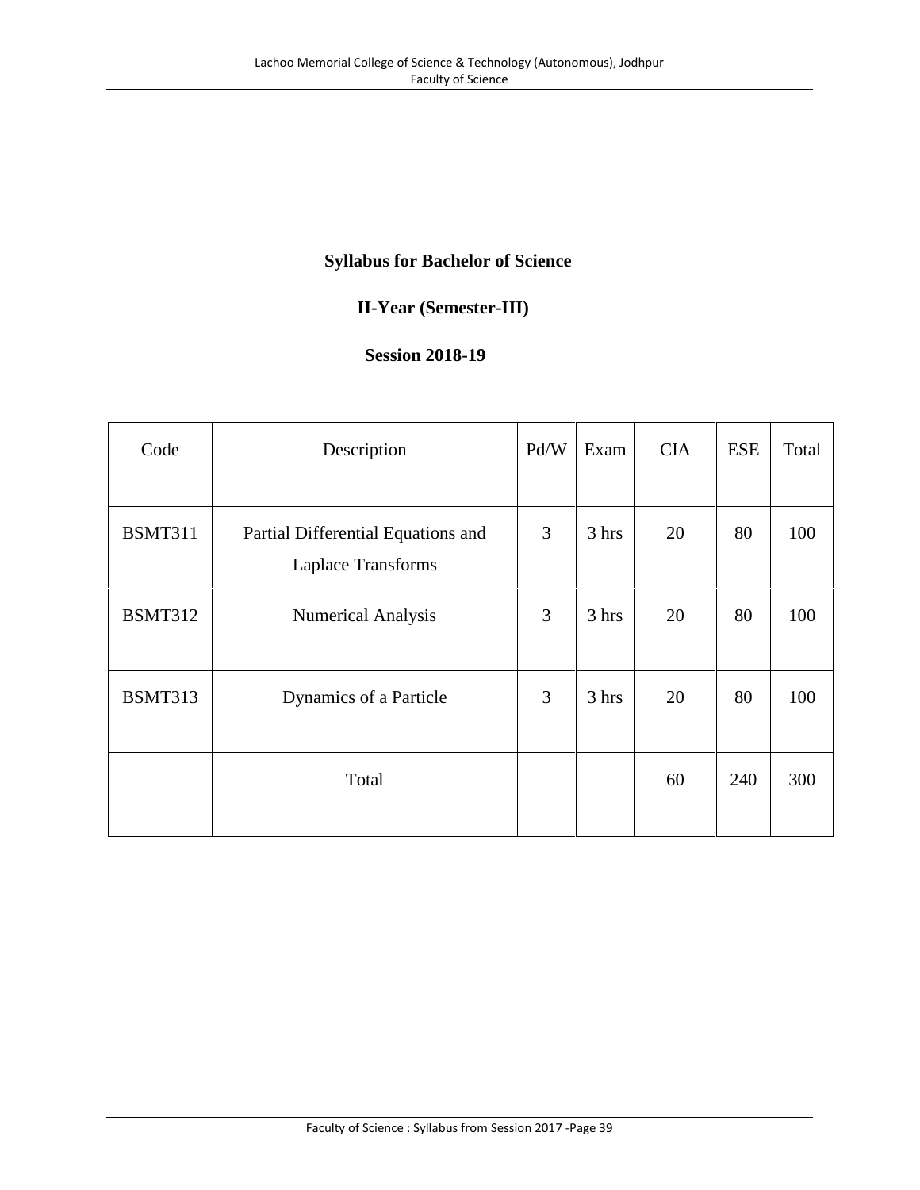**Syllabus for Bachelor of Science**

**II-Year (Semester-III)**

**Session 2018-19**

| Code | Description | Pd/W | Exam | CIA | ESE | Total |
|---|---|---|---|---|---|---|
| BSMT311 | Partial Differential Equations and Laplace Transforms | 3 | 3 hrs | 20 | 80 | 100 |
| BSMT312 | Numerical Analysis | 3 | 3 hrs | 20 | 80 | 100 |
| BSMT313 | Dynamics of a Particle | 3 | 3 hrs | 20 | 80 | 100 |
| | Total | | | 60 | 240 | 300 |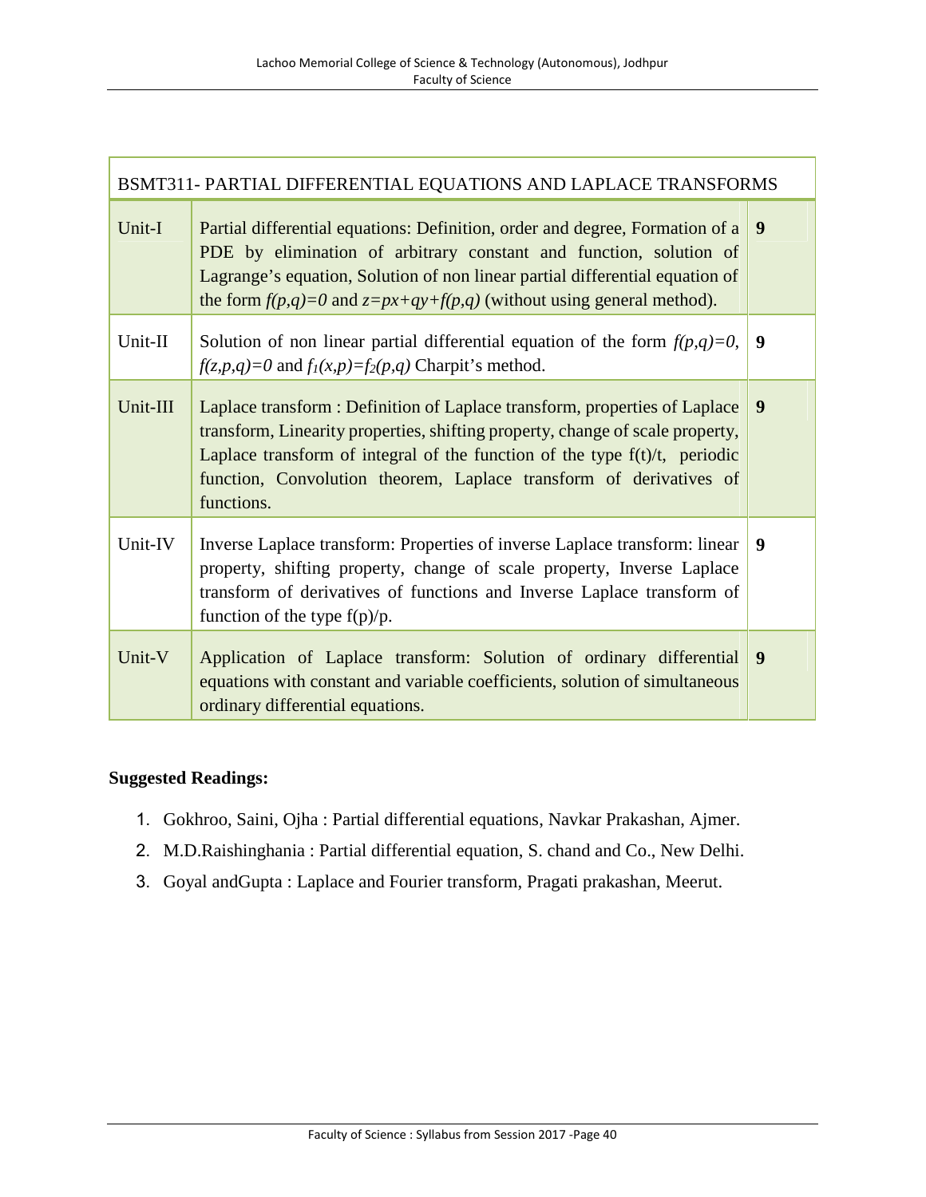| BSMT311- PARTIAL DIFFERENTIAL EQUATIONS AND LAPLACE TRANSFORMS | | |
|---|---|---|
| Unit-I | Partial differential equations: Definition, order and degree, Formation of a PDE by elimination of arbitrary constant and function, solution of Lagrange's equation, Solution of non linear partial differential equation of the form $f(p,q)=0$ and $z=px+qy+f(p,q)$ (without using general method). | **9** |
| Unit-II | Solution of non linear partial differential equation of the form $f(p,q)=0$, $f(z,p,q)=0$ and $f_1(x,p)=f_2(p,q)$ Charpit's method. | **9** |
| Unit-III | Laplace transform : Definition of Laplace transform, properties of Laplace transform, Linearity properties, shifting property, change of scale property, Laplace transform of integral of the function of the type f(t)/t, periodic function, Convolution theorem, Laplace transform of derivatives of functions. | **9** |
| Unit-IV | Inverse Laplace transform: Properties of inverse Laplace transform: linear property, shifting property, change of scale property, Inverse Laplace transform of derivatives of functions and Inverse Laplace transform of function of the type f(p)/p. | **9** |
| Unit-V | Application of Laplace transform: Solution of ordinary differential equations with constant and variable coefficients, solution of simultaneous ordinary differential equations. | **9** |

**Suggested Readings:**

1. Gokhroo, Saini, Ojha : Partial differential equations, Navkar Prakashan, Ajmer.
2. M.D.Raishinghania : Partial differential equation, S. chand and Co., New Delhi.
3. Goyal andGupta : Laplace and Fourier transform, Pragati prakashan, Meerut.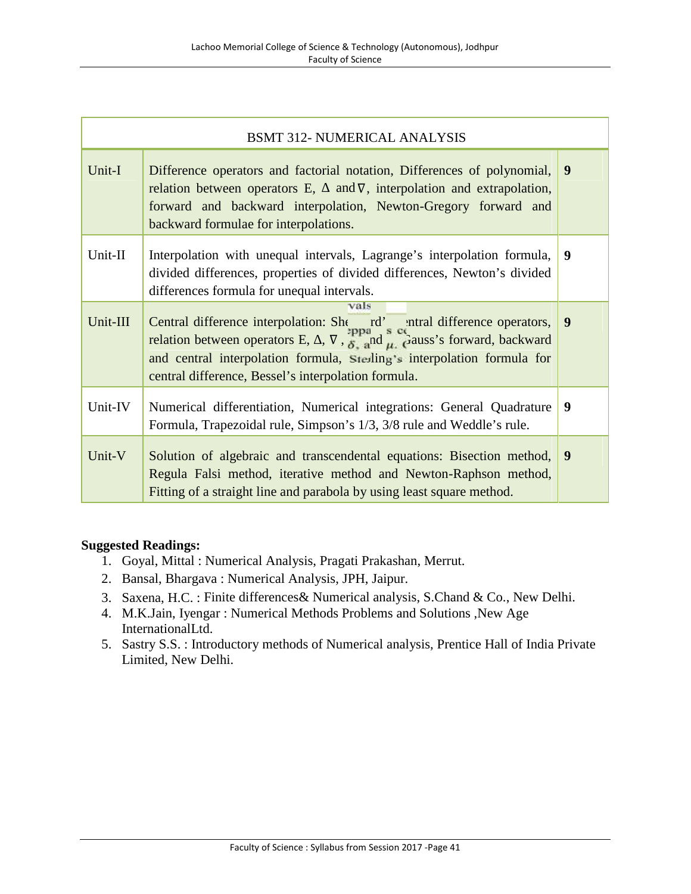| BSMT 312- NUMERICAL ANALYSIS | | |
|---|---|---|
| Unit-I | Difference operators and factorial notation, Differences of polynomial, relation between operators E, $\Delta$ and $\nabla$, interpolation and extrapolation, forward and backward interpolation, Newton-Gregory forward and backward formulae for interpolations. | **9** |
| Unit-II | Interpolation with unequal intervals, Lagrange's interpolation formula, divided differences, properties of divided differences, Newton's divided differences formula for unequal intervals. | **9** |
| Unit-III | Central difference interpolation: Sheppard's central difference operators, relation between operators E, $\Delta$, $\nabla$, $\delta$, and $\mu$. Gauss's forward, backward and central interpolation formula, Sterling's interpolation formula for central difference, Bessel's interpolation formula. | **9** |
| Unit-IV | Numerical differentiation, Numerical integrations: General Quadrature Formula, Trapezoidal rule, Simpson's 1/3, 3/8 rule and Weddle's rule. | **9** |
| Unit-V | Solution of algebraic and transcendental equations: Bisection method, Regula Falsi method, iterative method and Newton-Raphson method, Fitting of a straight line and parabola by using least square method. | **9** |

**Suggested Readings:**

1. Goyal, Mittal : Numerical Analysis, Pragati Prakashan, Merrut.
2. Bansal, Bhargava : Numerical Analysis, JPH, Jaipur.
3. Saxena, H.C. : Finite differences& Numerical analysis, S.Chand & Co., New Delhi.
4. M.K.Jain, Iyengar : Numerical Methods Problems and Solutions ,New Age InternationalLtd.
5. Sastry S.S. : Introductory methods of Numerical analysis, Prentice Hall of India Private Limited, New Delhi.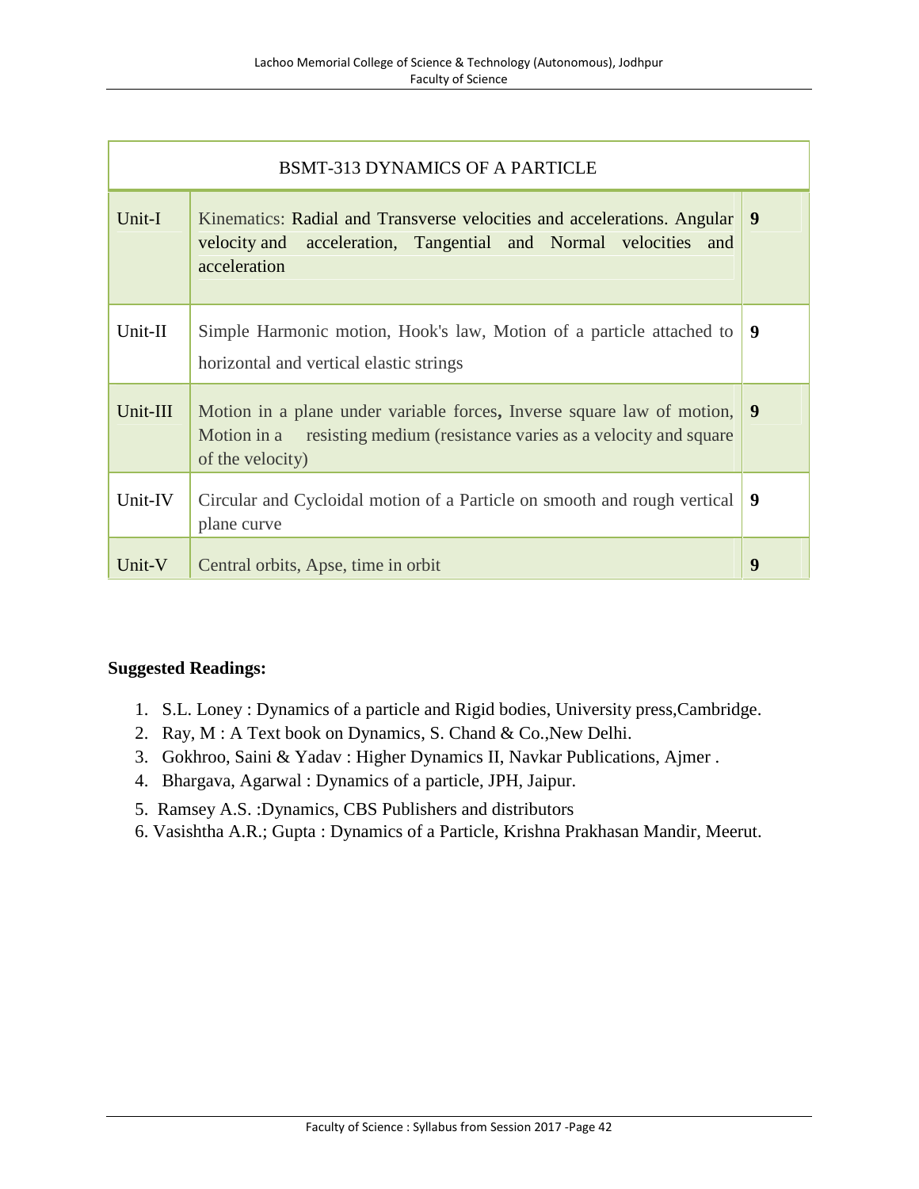| BSMT-313 DYNAMICS OF A PARTICLE | | |
|---|---|---|
| Unit-I | Kinematics: Radial and Transverse velocities and accelerations. Angular velocity and acceleration, Tangential and Normal velocities and acceleration | 9 |
| Unit-II | Simple Harmonic motion, Hook's law, Motion of a particle attached to horizontal and vertical elastic strings | 9 |
| Unit-III | Motion in a plane under variable forces, Inverse square law of motion, Motion in a resisting medium (resistance varies as a velocity and square of the velocity) | 9 |
| Unit-IV | Circular and Cycloidal motion of a Particle on smooth and rough vertical plane curve | 9 |
| Unit-V | Central orbits, Apse, time in orbit | 9 |

**Suggested Readings:**

1. S.L. Loney : Dynamics of a particle and Rigid bodies, University press,Cambridge.
2. Ray, M : A Text book on Dynamics, S. Chand & Co.,New Delhi.
3. Gokhroo, Saini & Yadav : Higher Dynamics II, Navkar Publications, Ajmer .
4. Bhargava, Agarwal : Dynamics of a particle, JPH, Jaipur.
5. Ramsey A.S. :Dynamics, CBS Publishers and distributors
6. Vasishtha A.R.; Gupta : Dynamics of a Particle, Krishna Prakhasan Mandir, Meerut.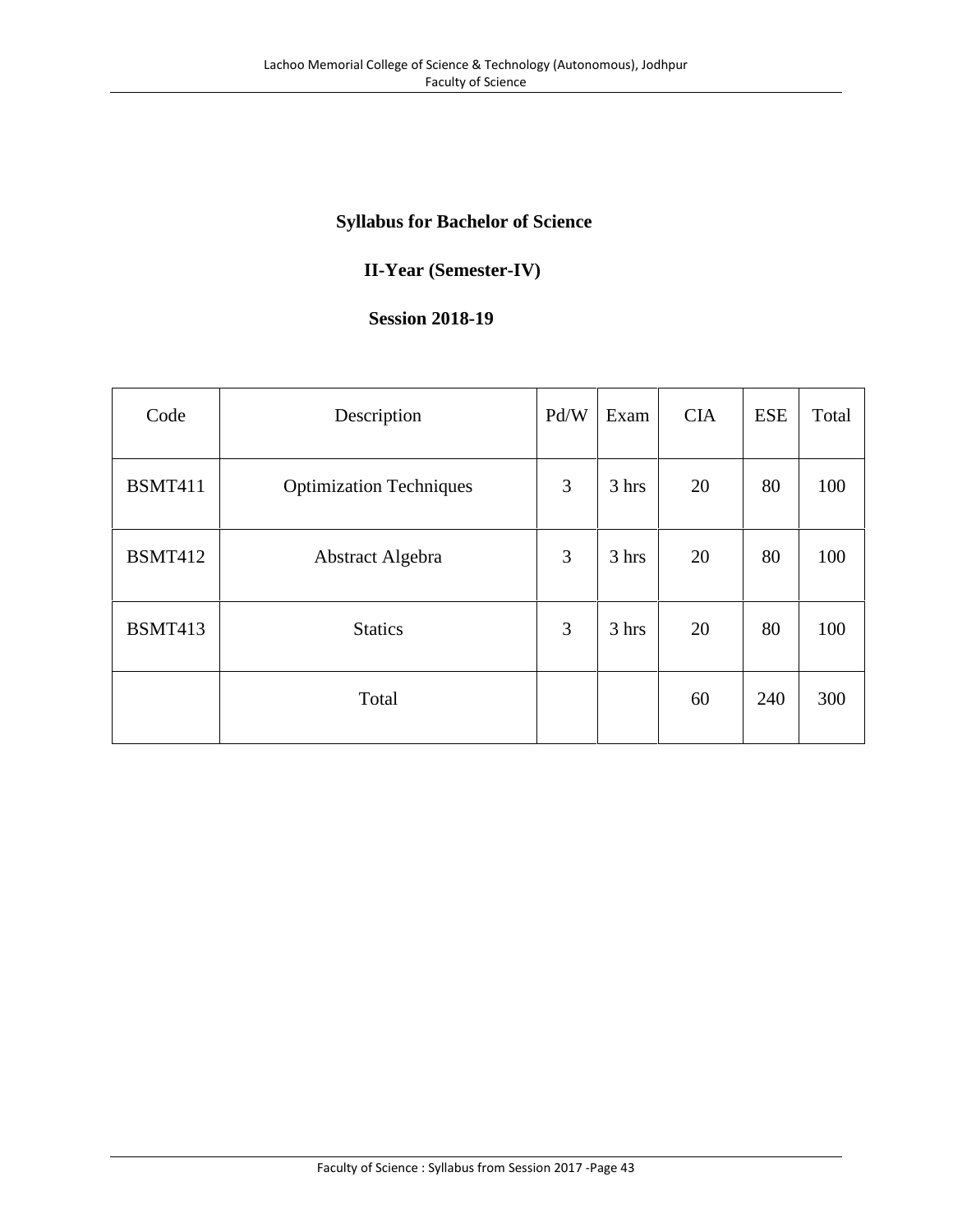**Syllabus for Bachelor of Science**

**II-Year (Semester-IV)**

**Session 2018-19**

| Code | Description | Pd/W | Exam | CIA | ESE | Total |
|---|---|---|---|---|---|---|
| BSMT411 | Optimization Techniques | 3 | 3 hrs | 20 | 80 | 100 |
| BSMT412 | Abstract Algebra | 3 | 3 hrs | 20 | 80 | 100 |
| BSMT413 | Statics | 3 | 3 hrs | 20 | 80 | 100 |
| | Total | | | 60 | 240 | 300 |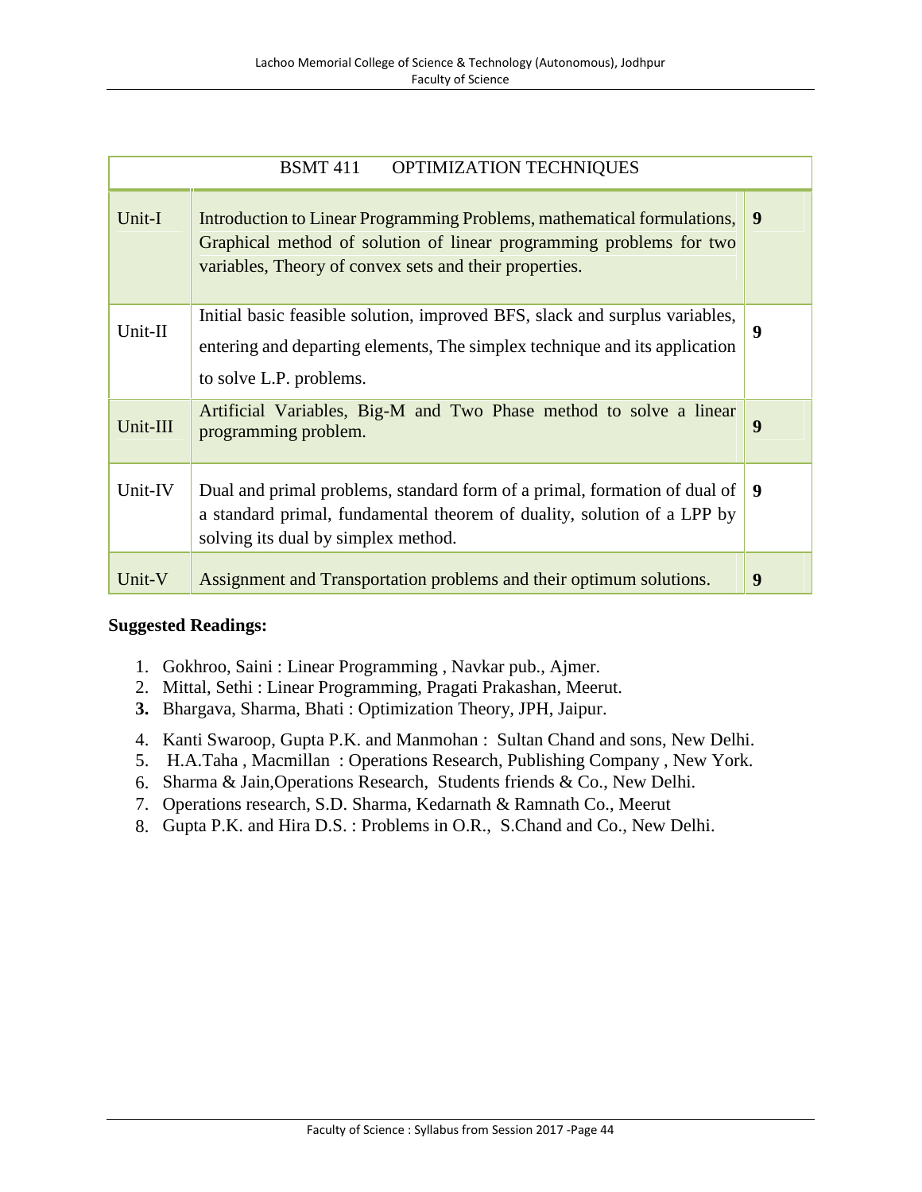| BSMT 411 OPTIMIZATION TECHNIQUES | | |
|---|---|---|
| Unit-I | Introduction to Linear Programming Problems, mathematical formulations, Graphical method of solution of linear programming problems for two variables, Theory of convex sets and their properties. | **9** |
| Unit-II | Initial basic feasible solution, improved BFS, slack and surplus variables, entering and departing elements, The simplex technique and its application to solve L.P. problems. | **9** |
| Unit-III | Artificial Variables, Big-M and Two Phase method to solve a linear programming problem. | **9** |
| Unit-IV | Dual and primal problems, standard form of a primal, formation of dual of a standard primal, fundamental theorem of duality, solution of a LPP by solving its dual by simplex method. | **9** |
| Unit-V | Assignment and Transportation problems and their optimum solutions. | **9** |

**Suggested Readings:**

1. Gokhroo, Saini : Linear Programming , Navkar pub., Ajmer.
2. Mittal, Sethi : Linear Programming, Pragati Prakashan, Meerut.
3. Bhargava, Sharma, Bhati : Optimization Theory, JPH, Jaipur.
4. Kanti Swaroop, Gupta P.K. and Manmohan : Sultan Chand and sons, New Delhi.
5. H.A.Taha , Macmillan : Operations Research, Publishing Company , New York.
6. Sharma & Jain,Operations Research, Students friends & Co., New Delhi.
7. Operations research, S.D. Sharma, Kedarnath & Ramnath Co., Meerut
8. Gupta P.K. and Hira D.S. : Problems in O.R., S.Chand and Co., New Delhi.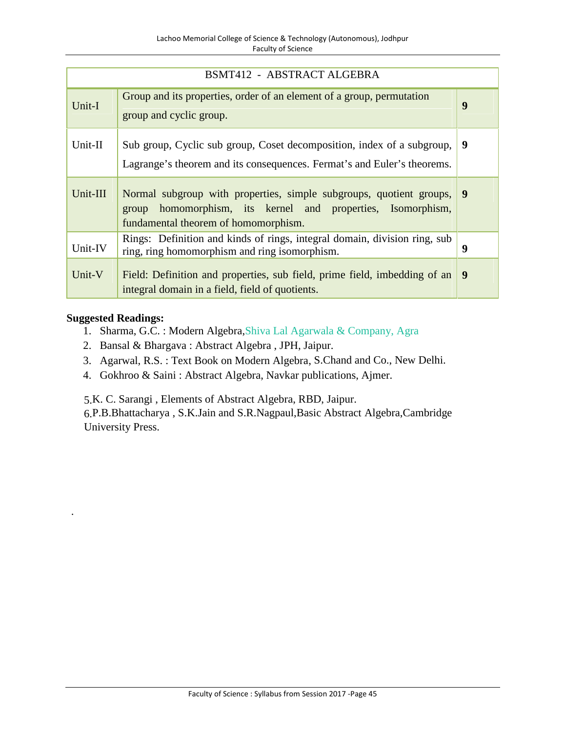| BSMT412 - ABSTRACT ALGEBRA | | |
|---|---|---|
| Unit-I | Group and its properties, order of an element of a group, permutation group and cyclic group. | **9** |
| Unit-II | Sub group, Cyclic sub group, Coset decomposition, index of a subgroup, Lagrange's theorem and its consequences. Fermat's and Euler's theorems. | **9** |
| Unit-III | Normal subgroup with properties, simple subgroups, quotient groups, group homomorphism, its kernel and properties, Isomorphism, fundamental theorem of homomorphism. | **9** |
| Unit-IV | Rings: Definition and kinds of rings, integral domain, division ring, sub ring, ring homomorphism and ring isomorphism. | **9** |
| Unit-V | Field: Definition and properties, sub field, prime field, imbedding of an integral domain in a field, field of quotients. | **9** |

**Suggested Readings:**

1. Sharma, G.C. : Modern Algebra, Shiva Lal Agarwala & Company, Agra
2. Bansal & Bhargava : Abstract Algebra , JPH, Jaipur.
3. Agarwal, R.S. : Text Book on Modern Algebra, S.Chand and Co., New Delhi.
4. Gokhroo & Saini : Abstract Algebra, Navkar publications, Ajmer.

5. K. C. Sarangi , Elements of Abstract Algebra, RBD, Jaipur.
6. P.B.Bhattacharya , S.K.Jain and S.R.Nagpaul, Basic Abstract Algebra, Cambridge University Press.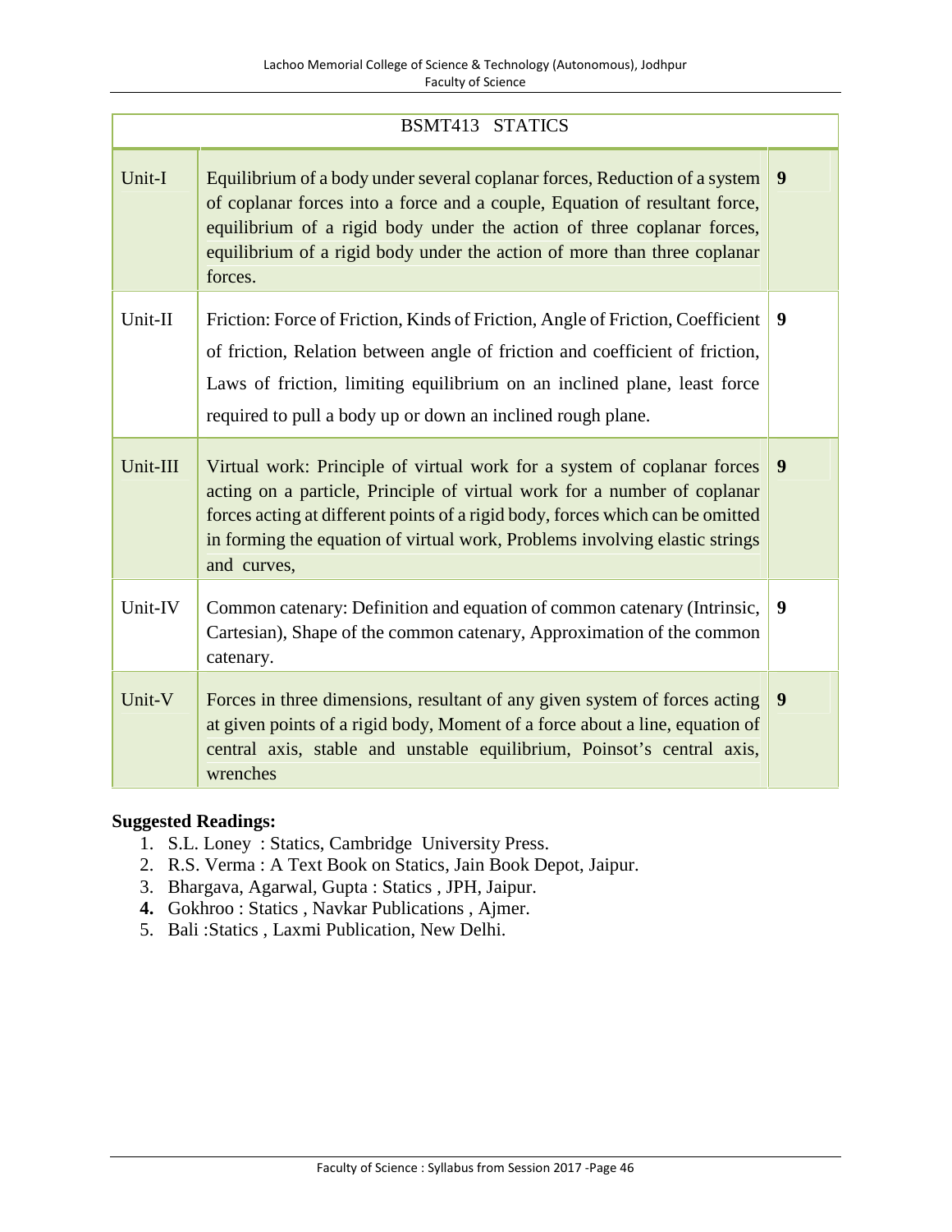| BSMT413 STATICS | | |
|---|---|---|
| Unit-I | Equilibrium of a body under several coplanar forces, Reduction of a system of coplanar forces into a force and a couple, Equation of resultant force, equilibrium of a rigid body under the action of three coplanar forces, equilibrium of a rigid body under the action of more than three coplanar forces. | **9** |
| Unit-II | Friction: Force of Friction, Kinds of Friction, Angle of Friction, Coefficient of friction, Relation between angle of friction and coefficient of friction, Laws of friction, limiting equilibrium on an inclined plane, least force required to pull a body up or down an inclined rough plane. | **9** |
| Unit-III | Virtual work: Principle of virtual work for a system of coplanar forces acting on a particle, Principle of virtual work for a number of coplanar forces acting at different points of a rigid body, forces which can be omitted in forming the equation of virtual work, Problems involving elastic strings and curves, | **9** |
| Unit-IV | Common catenary: Definition and equation of common catenary (Intrinsic, Cartesian), Shape of the common catenary, Approximation of the common catenary. | **9** |
| Unit-V | Forces in three dimensions, resultant of any given system of forces acting at given points of a rigid body, Moment of a force about a line, equation of central axis, stable and unstable equilibrium, Poinsot's central axis, wrenches | **9** |

**Suggested Readings:**

1. S.L. Loney : Statics, Cambridge University Press.
2. R.S. Verma : A Text Book on Statics, Jain Book Depot, Jaipur.
3. Bhargava, Agarwal, Gupta : Statics , JPH, Jaipur.
4. Gokhroo : Statics , Navkar Publications , Ajmer.
5. Bali :Statics , Laxmi Publication, New Delhi.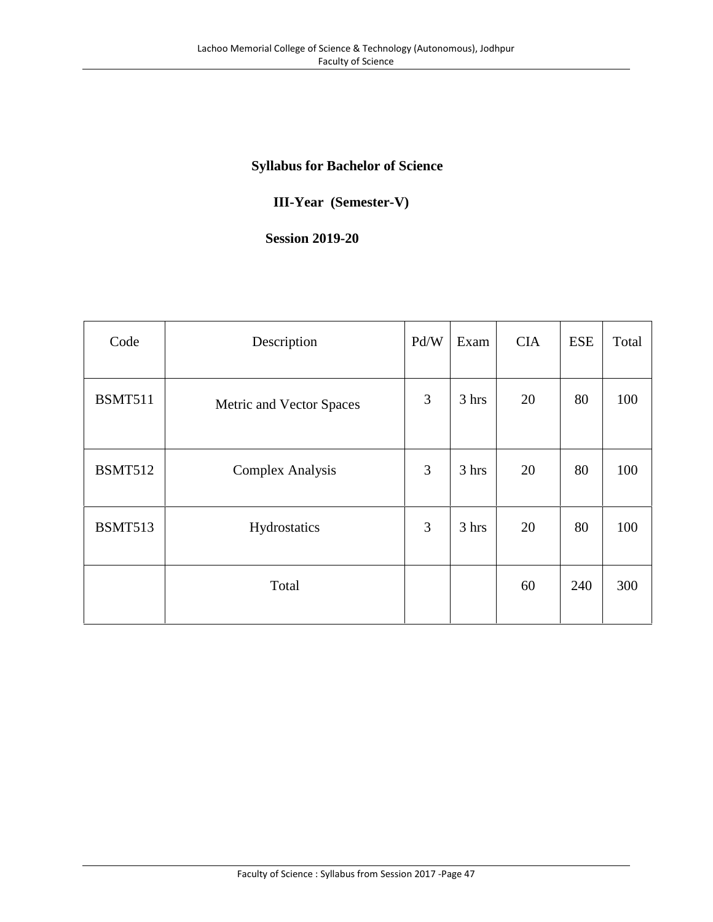**Syllabus for Bachelor of Science**

**III-Year (Semester-V)**

**Session 2019-20**

| Code | Description | Pd/W | Exam | CIA | ESE | Total |
|---|---|---|---|---|---|---|
| BSMT511 | Metric and Vector Spaces | 3 | 3 hrs | 20 | 80 | 100 |
| BSMT512 | Complex Analysis | 3 | 3 hrs | 20 | 80 | 100 |
| BSMT513 | Hydrostatics | 3 | 3 hrs | 20 | 80 | 100 |
| | Total | | | 60 | 240 | 300 |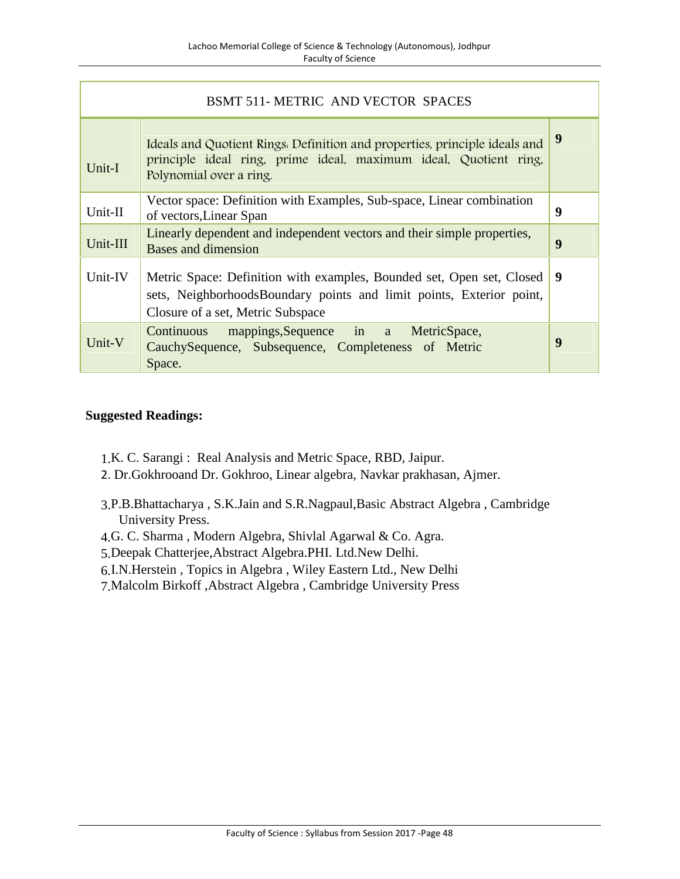| BSMT 511- METRIC AND VECTOR SPACES | | |
|---|---|---|
| Unit-I | Ideals and Quotient Rings: Definition and properties, principle ideals and principle ideal ring, prime ideal, maximum ideal, Quotient ring, Polynomial over a ring. | 9 |
| Unit-II | Vector space: Definition with Examples, Sub-space, Linear combination of vectors,Linear Span | 9 |
| Unit-III | Linearly dependent and independent vectors and their simple properties, Bases and dimension | 9 |
| Unit-IV | Metric Space: Definition with examples, Bounded set, Open set, Closed sets, NeighborhoodsBoundary points and limit points, Exterior point, Closure of a set, Metric Subspace | 9 |
| Unit-V | Continuous mappings,Sequence in a MetricSpace, CauchySequence, Subsequence, Completeness of Metric Space. | 9 |

**Suggested Readings:**

1. K. C. Sarangi : Real Analysis and Metric Space, RBD, Jaipur.
2. Dr.Gokhrooand Dr. Gokhroo, Linear algebra, Navkar prakhasan, Ajmer.
3. P.B.Bhattacharya , S.K.Jain and S.R.Nagpaul,Basic Abstract Algebra , Cambridge University Press.
4. G. C. Sharma , Modern Algebra, Shivlal Agarwal & Co. Agra.
5. Deepak Chatterjee,Abstract Algebra.PHI. Ltd.New Delhi.
6. I.N.Herstein , Topics in Algebra , Wiley Eastern Ltd., New Delhi
7. Malcolm Birkoff ,Abstract Algebra , Cambridge University Press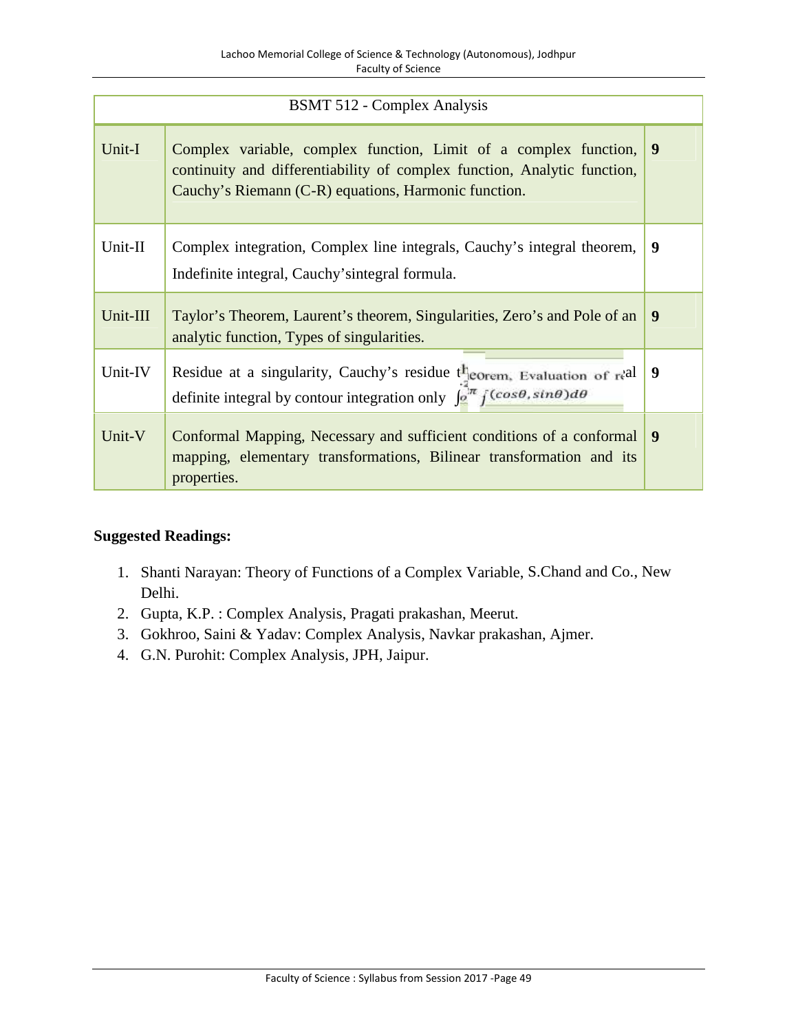| BSMT 512 - Complex Analysis | | |
|---|---|---|
| Unit-I | Complex variable, complex function, Limit of a complex function, continuity and differentiability of complex function, Analytic function, Cauchy's Riemann (C-R) equations, Harmonic function. | **9** |
| Unit-II | Complex integration, Complex line integrals, Cauchy's integral theorem, Indefinite integral, Cauchy'sintegral formula. | **9** |
| Unit-III | Taylor's Theorem, Laurent's theorem, Singularities, Zero's and Pole of an analytic function, Types of singularities. | **9** |
| Unit-IV | Residue at a singularity, Cauchy's residue theorem, Evaluation of real definite integral by contour integration only $\int_0^{2\pi} f(\cos\theta, \sin\theta) d\theta$ | **9** |
| Unit-V | Conformal Mapping, Necessary and sufficient conditions of a conformal mapping, elementary transformations, Bilinear transformation and its properties. | **9** |

**Suggested Readings:**

1. Shanti Narayan: Theory of Functions of a Complex Variable, S.Chand and Co., New Delhi.
2. Gupta, K.P. : Complex Analysis, Pragati prakashan, Meerut.
3. Gokhroo, Saini & Yadav: Complex Analysis, Navkar prakashan, Ajmer.
4. G.N. Purohit: Complex Analysis, JPH, Jaipur.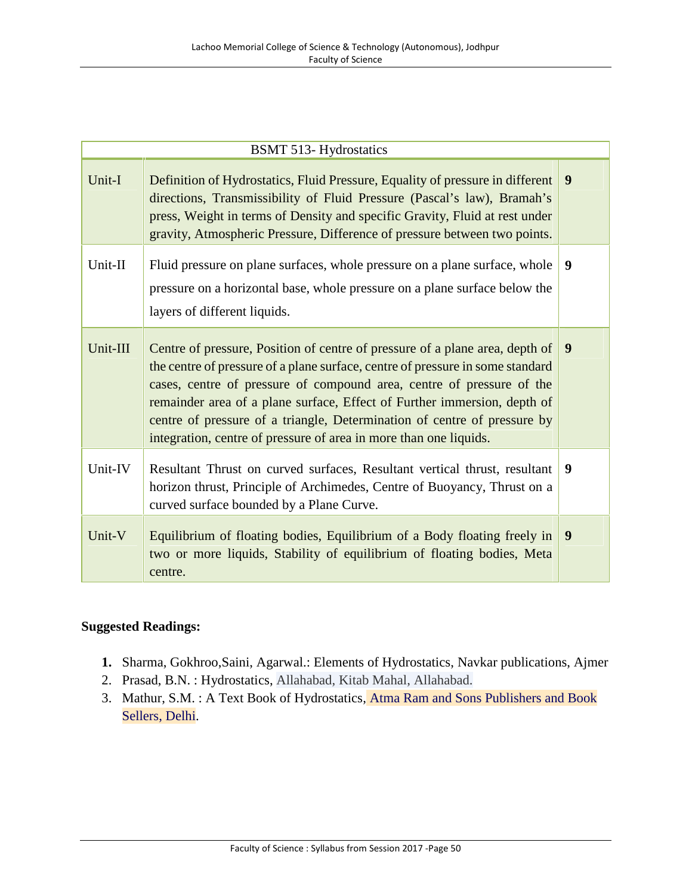| BSMT 513- Hydrostatics | | |
|---|---|---|
| Unit-I | Definition of Hydrostatics, Fluid Pressure, Equality of pressure in different directions, Transmissibility of Fluid Pressure (Pascal's law), Bramah's press, Weight in terms of Density and specific Gravity, Fluid at rest under gravity, Atmospheric Pressure, Difference of pressure between two points. | **9** |
| Unit-II | Fluid pressure on plane surfaces, whole pressure on a plane surface, whole pressure on a horizontal base, whole pressure on a plane surface below the layers of different liquids. | **9** |
| Unit-III | Centre of pressure, Position of centre of pressure of a plane area, depth of the centre of pressure of a plane surface, centre of pressure in some standard cases, centre of pressure of compound area, centre of pressure of the remainder area of a plane surface, Effect of Further immersion, depth of centre of pressure of a triangle, Determination of centre of pressure by integration, centre of pressure of area in more than one liquids. | **9** |
| Unit-IV | Resultant Thrust on curved surfaces, Resultant vertical thrust, resultant horizon thrust, Principle of Archimedes, Centre of Buoyancy, Thrust on a curved surface bounded by a Plane Curve. | **9** |
| Unit-V | Equilibrium of floating bodies, Equilibrium of a Body floating freely in two or more liquids, Stability of equilibrium of floating bodies, Meta centre. | **9** |

**Suggested Readings:**

1. Sharma, Gokhroo,Saini, Agarwal.: Elements of Hydrostatics, Navkar publications, Ajmer
2. Prasad, B.N. : Hydrostatics, Allahabad, Kitab Mahal, Allahabad.
3. Mathur, S.M. : A Text Book of Hydrostatics, Atma Ram and Sons Publishers and Book Sellers, Delhi.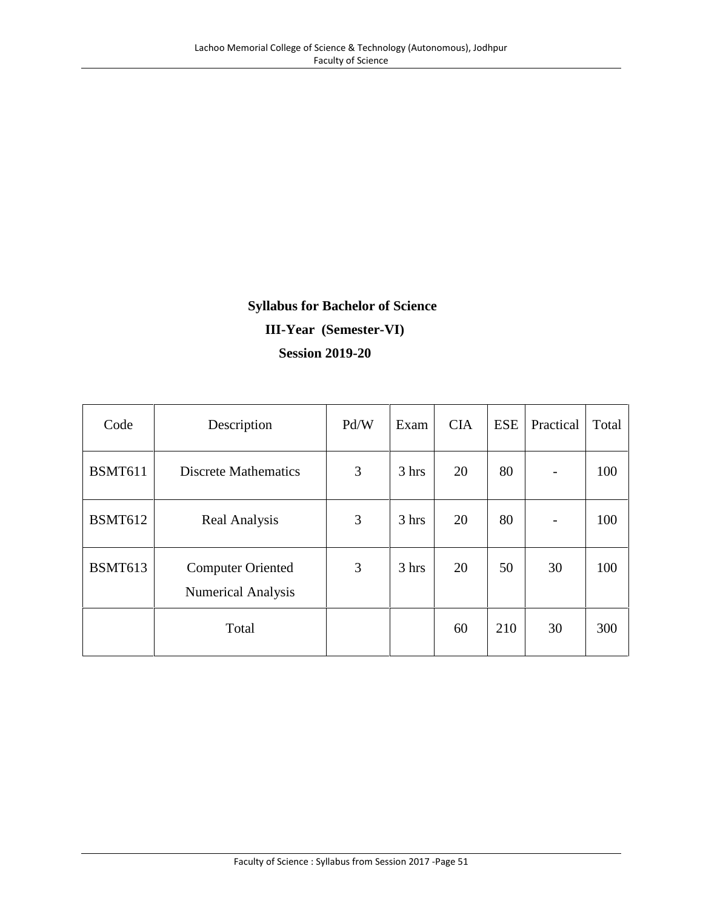**Syllabus for Bachelor of Science**

**III-Year (Semester-VI)**

**Session 2019-20**

| Code | Description | Pd/W | Exam | CIA | ESE | Practical | Total |
|---|---|---|---|---|---|---|---|
| BSMT611 | Discrete Mathematics | 3 | 3 hrs | 20 | 80 | - | 100 |
| BSMT612 | Real Analysis | 3 | 3 hrs | 20 | 80 | - | 100 |
| BSMT613 | Computer Oriented Numerical Analysis | 3 | 3 hrs | 20 | 50 | 30 | 100 |
| | Total | | | 60 | 210 | 30 | 300 |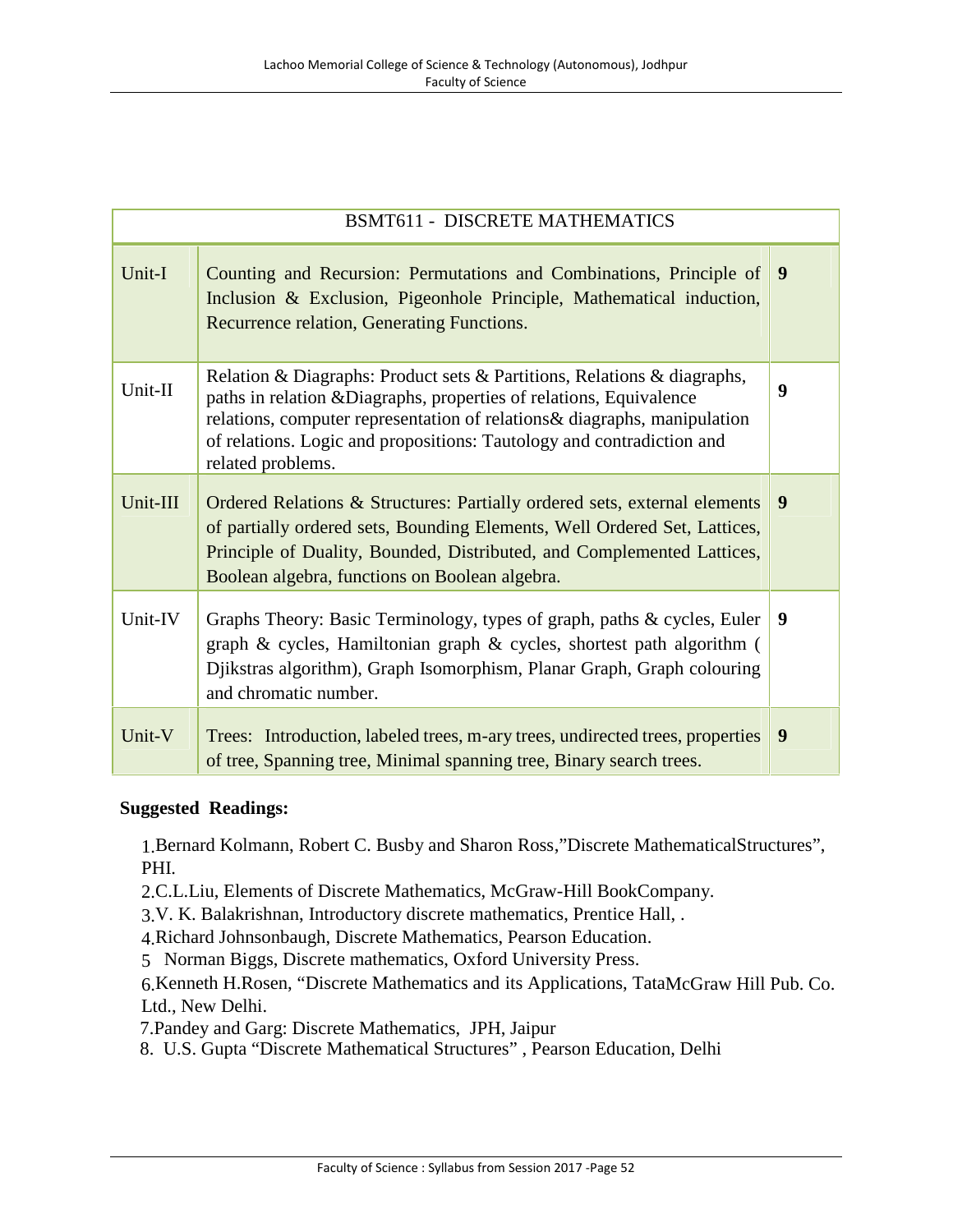| BSMT611 - DISCRETE MATHEMATICS | | |
|---|---|---|
| Unit-I | Counting and Recursion: Permutations and Combinations, Principle of Inclusion & Exclusion, Pigeonhole Principle, Mathematical induction, Recurrence relation, Generating Functions. | **9** |
| Unit-II | Relation & Diagraphs: Product sets & Partitions, Relations & diagraphs, paths in relation &Diagraphs, properties of relations, Equivalence relations, computer representation of relations& diagraphs, manipulation of relations. Logic and propositions: Tautology and contradiction and related problems. | **9** |
| Unit-III | Ordered Relations & Structures: Partially ordered sets, external elements of partially ordered sets, Bounding Elements, Well Ordered Set, Lattices, Principle of Duality, Bounded, Distributed, and Complemented Lattices, Boolean algebra, functions on Boolean algebra. | **9** |
| Unit-IV | Graphs Theory: Basic Terminology, types of graph, paths & cycles, Euler graph & cycles, Hamiltonian graph & cycles, shortest path algorithm ( Djikstras algorithm), Graph Isomorphism, Planar Graph, Graph colouring and chromatic number. | **9** |
| Unit-V | Trees: Introduction, labeled trees, m-ary trees, undirected trees, properties of tree, Spanning tree, Minimal spanning tree, Binary search trees. | **9** |

**Suggested Readings:**

1. Bernard Kolmann, Robert C. Busby and Sharon Ross,"Discrete MathematicalStructures", PHI.
2. C.L.Liu, Elements of Discrete Mathematics, McGraw-Hill BookCompany.
3. V. K. Balakrishnan, Introductory discrete mathematics, Prentice Hall, .
4. Richard Johnsonbaugh, Discrete Mathematics, Pearson Education.
5. Norman Biggs, Discrete mathematics, Oxford University Press.
6. Kenneth H.Rosen, "Discrete Mathematics and its Applications, TataMcGraw Hill Pub. Co. Ltd., New Delhi.
7. Pandey and Garg: Discrete Mathematics, JPH, Jaipur
8. U.S. Gupta "Discrete Mathematical Structures" , Pearson Education, Delhi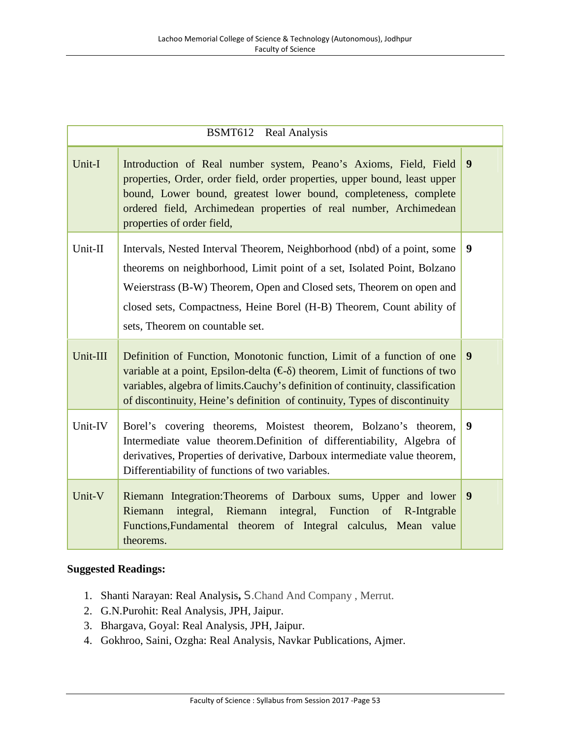| BSMT612 Real Analysis | | |
|---|---|---|
| Unit-I | Introduction of Real number system, Peano's Axioms, Field, Field properties, Order, order field, order properties, upper bound, least upper bound, Lower bound, greatest lower bound, completeness, complete ordered field, Archimedean properties of real number, Archimedean properties of order field, | **9** |
| Unit-II | Intervals, Nested Interval Theorem, Neighborhood (nbd) of a point, some theorems on neighborhood, Limit point of a set, Isolated Point, Bolzano Weierstrass (B-W) Theorem, Open and Closed sets, Theorem on open and closed sets, Compactness, Heine Borel (H-B) Theorem, Count ability of sets, Theorem on countable set. | **9** |
| Unit-III | Definition of Function, Monotonic function, Limit of a function of one variable at a point, Epsilon-delta (€-δ) theorem, Limit of functions of two variables, algebra of limits.Cauchy's definition of continuity, classification of discontinuity, Heine's definition of continuity, Types of discontinuity | **9** |
| Unit-IV | Borel's covering theorems, Moistest theorem, Bolzano's theorem, Intermediate value theorem.Definition of differentiability, Algebra of derivatives, Properties of derivative, Darboux intermediate value theorem, Differentiability of functions of two variables. | **9** |
| Unit-V | Riemann Integration:Theorems of Darboux sums, Upper and lower Riemann integral, Riemann integral, Function of R-Intgrable Functions,Fundamental theorem of Integral calculus, Mean value theorems. | **9** |

**Suggested Readings:**

1. Shanti Narayan: Real Analysis**,** S.Chand And Company , Merrut.
2. G.N.Purohit: Real Analysis, JPH, Jaipur.
3. Bhargava, Goyal: Real Analysis, JPH, Jaipur.
4. Gokhroo, Saini, Ozgha: Real Analysis, Navkar Publications, Ajmer.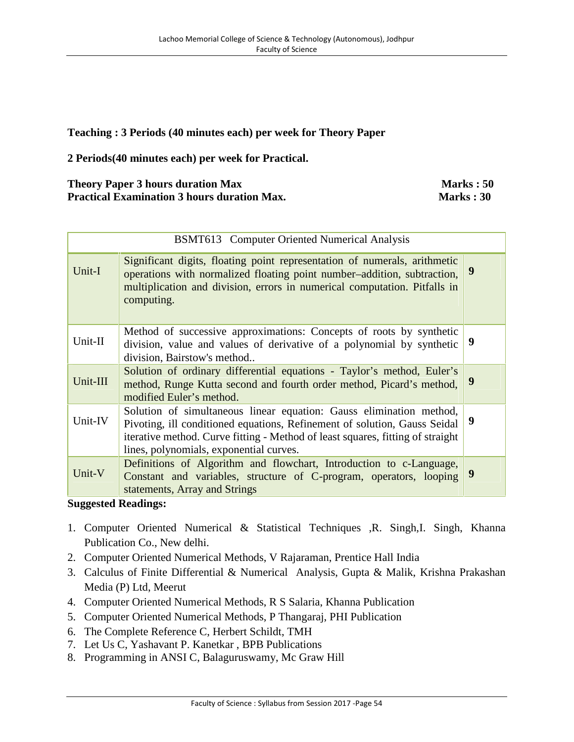**Teaching : 3 Periods (40 minutes each) per week for Theory Paper**

**2 Periods(40 minutes each) per week for Practical.**

**Theory Paper 3 hours duration Max Marks : 50**
**Practical Examination 3 hours duration Max. Marks : 30**

| BSMT613 Computer Oriented Numerical Analysis | | |
|---|---|---|
| Unit-I | Significant digits, floating point representation of numerals, arithmetic operations with normalized floating point number–addition, subtraction, multiplication and division, errors in numerical computation. Pitfalls in computing. | **9** |
| Unit-II | Method of successive approximations: Concepts of roots by synthetic division, value and values of derivative of a polynomial by synthetic division, Bairstow's method.. | **9** |
| Unit-III | Solution of ordinary differential equations - Taylor's method, Euler's method, Runge Kutta second and fourth order method, Picard's method, modified Euler's method. | **9** |
| Unit-IV | Solution of simultaneous linear equation: Gauss elimination method, Pivoting, ill conditioned equations, Refinement of solution, Gauss Seidal iterative method. Curve fitting - Method of least squares, fitting of straight lines, polynomials, exponential curves. | **9** |
| Unit-V | Definitions of Algorithm and flowchart, Introduction to c-Language, Constant and variables, structure of C-program, operators, looping statements, Array and Strings | **9** |

**Suggested Readings:**

1. Computer Oriented Numerical & Statistical Techniques ,R. Singh,I. Singh, Khanna Publication Co., New delhi.
2. Computer Oriented Numerical Methods, V Rajaraman, Prentice Hall India
3. Calculus of Finite Differential & Numerical Analysis, Gupta & Malik, Krishna Prakashan Media (P) Ltd, Meerut
4. Computer Oriented Numerical Methods, R S Salaria, Khanna Publication
5. Computer Oriented Numerical Methods, P Thangaraj, PHI Publication
6. The Complete Reference C, Herbert Schildt, TMH
7. Let Us C, Yashavant P. Kanetkar , BPB Publications
8. Programming in ANSI C, Balaguruswamy, Mc Graw Hill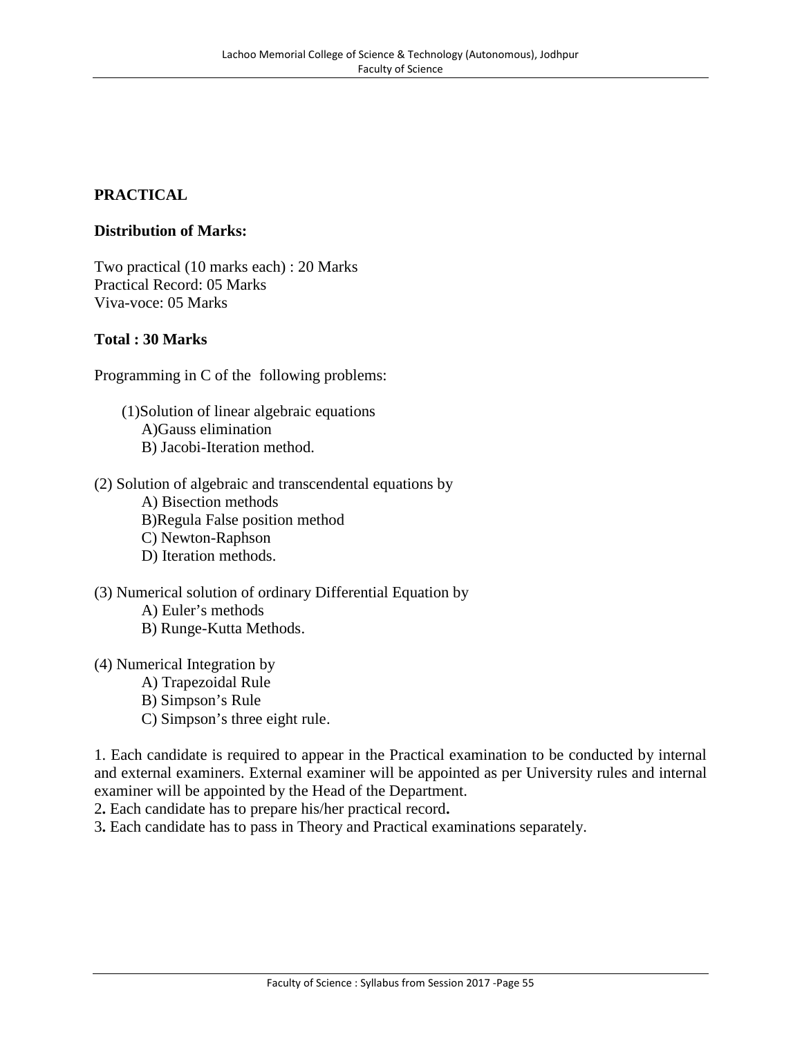**PRACTICAL**

**Distribution of Marks:**

Two practical (10 marks each) : 20 Marks
Practical Record: 05 Marks
Viva-voce: 05 Marks

**Total : 30 Marks**

Programming in C of the following problems:

(1)Solution of linear algebraic equations
- A)Gauss elimination
- B) Jacobi-Iteration method.

(2) Solution of algebraic and transcendental equations by
- A) Bisection methods
- B)Regula False position method
- C) Newton-Raphson
- D) Iteration methods.

(3) Numerical solution of ordinary Differential Equation by
- A) Euler's methods
- B) Runge-Kutta Methods.

(4) Numerical Integration by
- A) Trapezoidal Rule
- B) Simpson's Rule
- C) Simpson's three eight rule.

1. Each candidate is required to appear in the Practical examination to be conducted by internal and external examiners. External examiner will be appointed as per University rules and internal examiner will be appointed by the Head of the Department.
2. Each candidate has to prepare his/her practical record.
3. Each candidate has to pass in Theory and Practical examinations separately.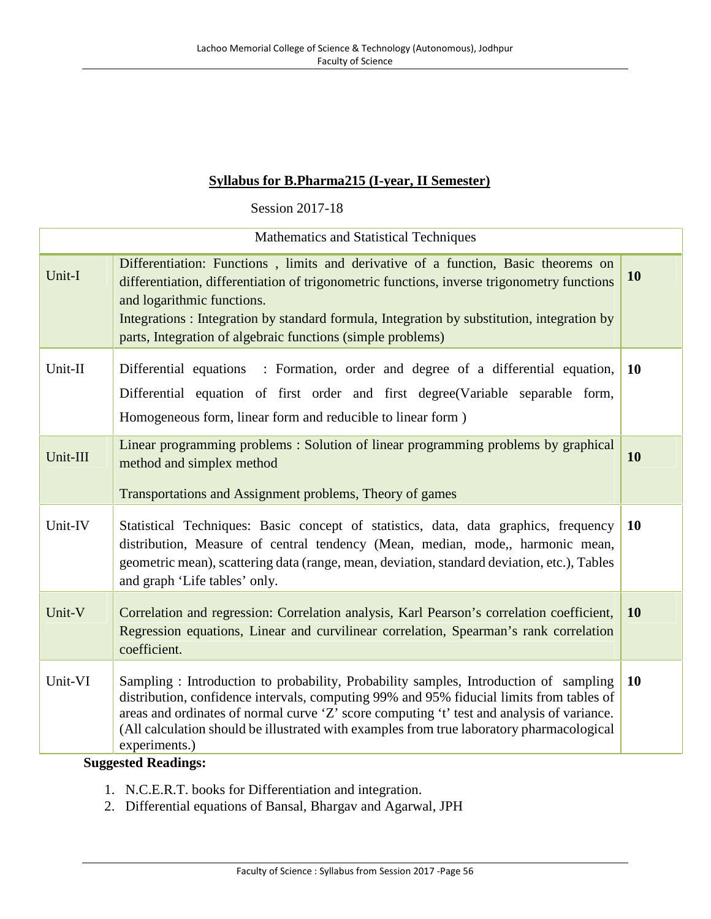## Syllabus for B.Pharma215 (I-year, II Semester)

Session 2017-18

| Mathematics and Statistical Techniques | | |
|---|---|---|
| Unit-I | Differentiation: Functions , limits and derivative of a function, Basic theorems on differentiation, differentiation of trigonometric functions, inverse trigonometry functions and logarithmic functions.<br>Integrations : Integration by standard formula, Integration by substitution, integration by parts, Integration of algebraic functions (simple problems) | **10** |
| Unit-II | Differential equations : Formation, order and degree of a differential equation, Differential equation of first order and first degree(Variable separable form, Homogeneous form, linear form and reducible to linear form ) | **10** |
| Unit-III | Linear programming problems : Solution of linear programming problems by graphical method and simplex method<br><br>Transportations and Assignment problems, Theory of games | **10** |
| Unit-IV | Statistical Techniques: Basic concept of statistics, data, data graphics, frequency distribution, Measure of central tendency (Mean, median, mode,, harmonic mean, geometric mean), scattering data (range, mean, deviation, standard deviation, etc.), Tables and graph 'Life tables' only. | **10** |
| Unit-V | Correlation and regression: Correlation analysis, Karl Pearson's correlation coefficient, Regression equations, Linear and curvilinear correlation, Spearman's rank correlation coefficient. | **10** |
| Unit-VI | Sampling : Introduction to probability, Probability samples, Introduction of sampling distribution, confidence intervals, computing 99% and 95% fiducial limits from tables of areas and ordinates of normal curve 'Z' score computing 't' test and analysis of variance. (All calculation should be illustrated with examples from true laboratory pharmacological experiments.) | **10** |

**Suggested Readings:**

1. N.C.E.R.T. books for Differentiation and integration.
2. Differential equations of Bansal, Bhargav and Agarwal, JPH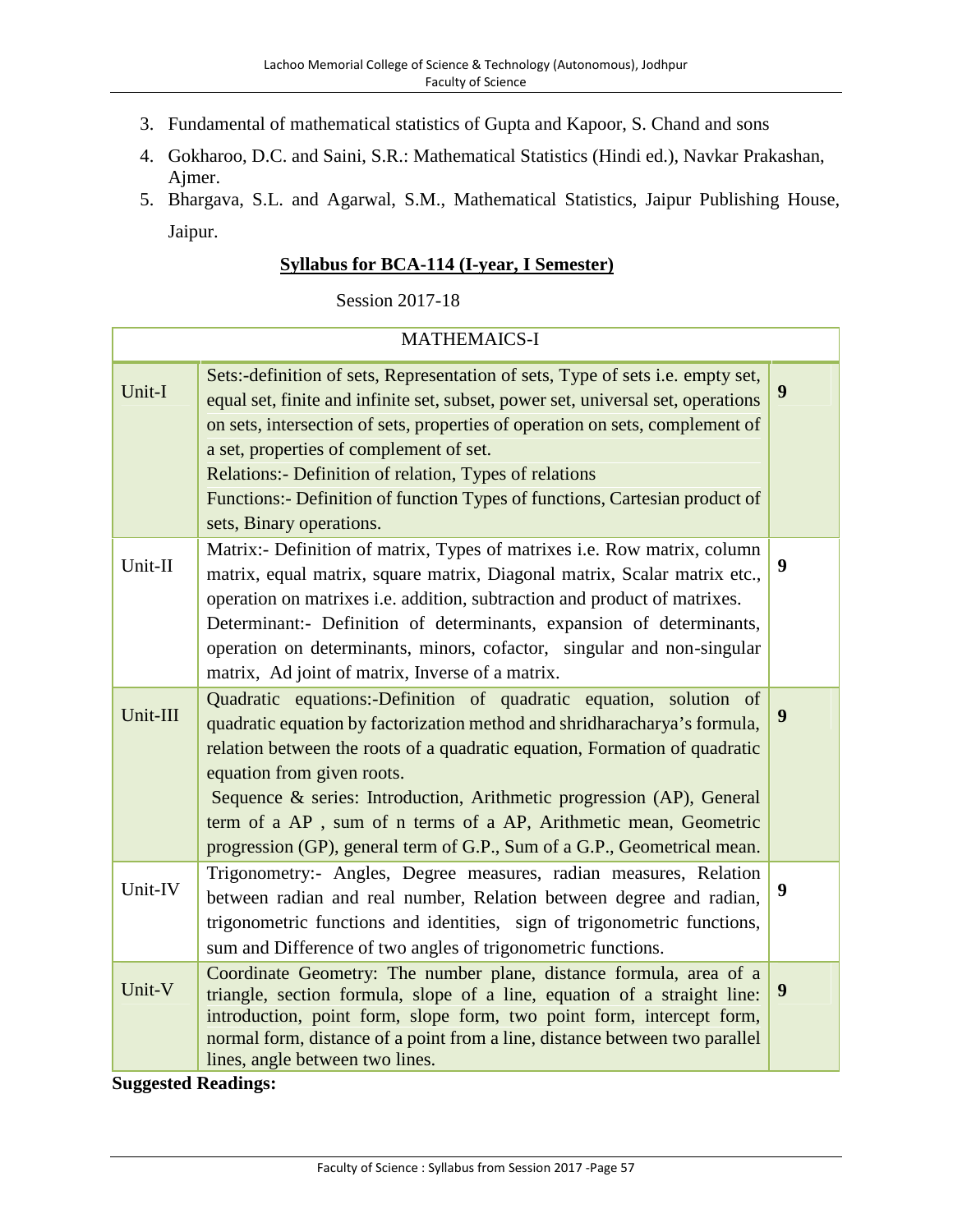3. Fundamental of mathematical statistics of Gupta and Kapoor, S. Chand and sons
4. Gokharoo, D.C. and Saini, S.R.: Mathematical Statistics (Hindi ed.), Navkar Prakashan, Ajmer.
5. Bhargava, S.L. and Agarwal, S.M., Mathematical Statistics, Jaipur Publishing House, Jaipur.

## Syllabus for BCA-114 (I-year, I Semester)

Session 2017-18

| MATHEMAICS-I | | |
|---|---|---|
| Unit-I | Sets:-definition of sets, Representation of sets, Type of sets i.e. empty set, equal set, finite and infinite set, subset, power set, universal set, operations on sets, intersection of sets, properties of operation on sets, complement of a set, properties of complement of set.<br>Relations:- Definition of relation, Types of relations<br>Functions:- Definition of function Types of functions, Cartesian product of sets, Binary operations. | **9** |
| Unit-II | Matrix:- Definition of matrix, Types of matrixes i.e. Row matrix, column matrix, equal matrix, square matrix, Diagonal matrix, Scalar matrix etc., operation on matrixes i.e. addition, subtraction and product of matrixes.<br>Determinant:- Definition of determinants, expansion of determinants, operation on determinants, minors, cofactor, singular and non-singular matrix, Ad joint of matrix, Inverse of a matrix. | **9** |
| Unit-III | Quadratic equations:-Definition of quadratic equation, solution of quadratic equation by factorization method and shridharacharya's formula, relation between the roots of a quadratic equation, Formation of quadratic equation from given roots.<br>Sequence & series: Introduction, Arithmetic progression (AP), General term of a AP , sum of n terms of a AP, Arithmetic mean, Geometric progression (GP), general term of G.P., Sum of a G.P., Geometrical mean. | **9** |
| Unit-IV | Trigonometry:- Angles, Degree measures, radian measures, Relation between radian and real number, Relation between degree and radian, trigonometric functions and identities, sign of trigonometric functions, sum and Difference of two angles of trigonometric functions. | **9** |
| Unit-V | Coordinate Geometry: The number plane, distance formula, area of a triangle, section formula, slope of a line, equation of a straight line: introduction, point form, slope form, two point form, intercept form, normal form, distance of a point from a line, distance between two parallel lines, angle between two lines. | **9** |

**Suggested Readings:**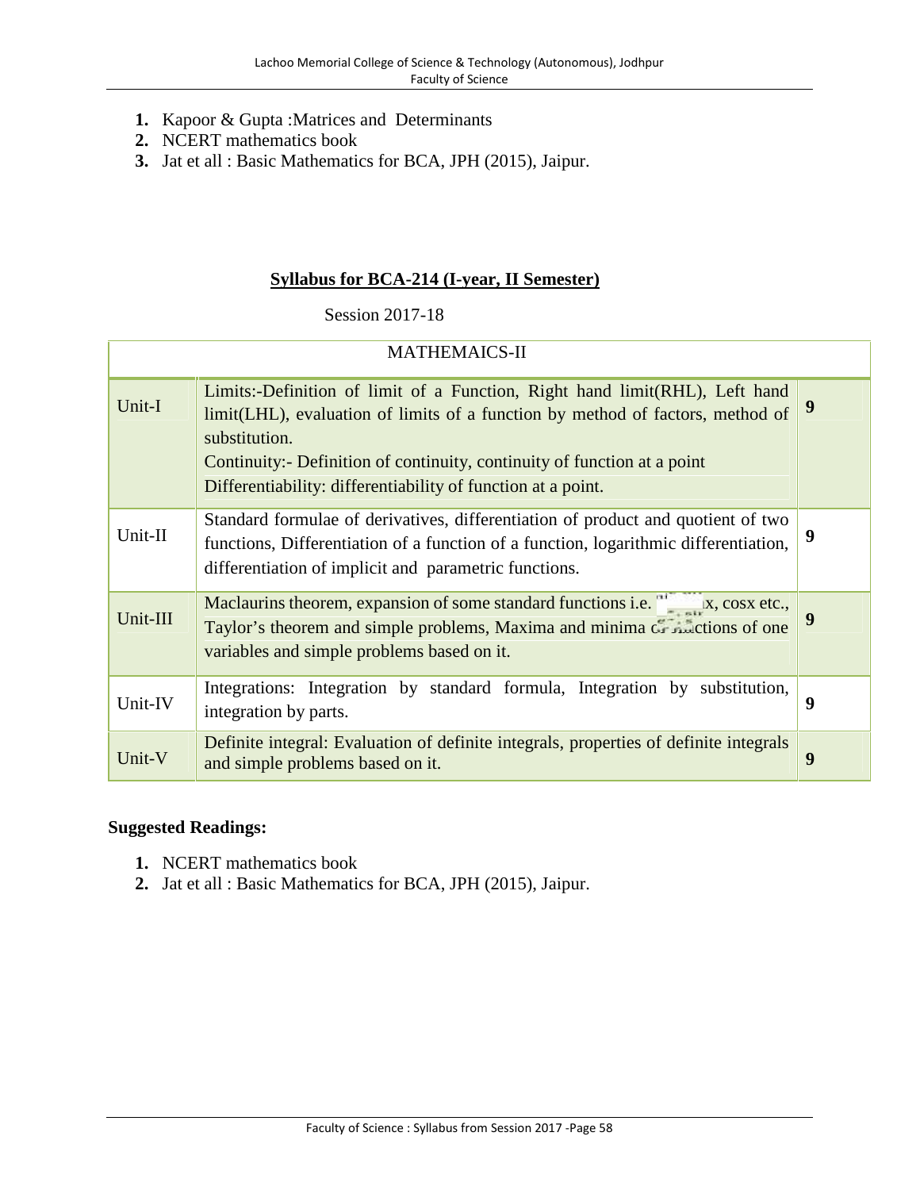1. Kapoor & Gupta :Matrices and Determinants
2. NCERT mathematics book
3. Jat et all : Basic Mathematics for BCA, JPH (2015), Jaipur.

## Syllabus for BCA-214 (I-year, II Semester)

Session 2017-18

| MATHEMAICS-II | | |
|---|---|---|
| Unit-I | Limits:-Definition of limit of a Function, Right hand limit(RHL), Left hand limit(LHL), evaluation of limits of a function by method of factors, method of substitution.<br>Continuity:- Definition of continuity, continuity of function at a point<br>Differentiability: differentiability of function at a point. | **9** |
| Unit-II | Standard formulae of derivatives, differentiation of product and quotient of two functions, Differentiation of a function of a function, logarithmic differentiation, differentiation of implicit and parametric functions. | **9** |
| Unit-III | Maclaurins theorem, expansion of some standard functions i.e. ... x, cosx etc., Taylor's theorem and simple problems, Maxima and minima of functions of one variables and simple problems based on it. | **9** |
| Unit-IV | Integrations: Integration by standard formula, Integration by substitution, integration by parts. | **9** |
| Unit-V | Definite integral: Evaluation of definite integrals, properties of definite integrals and simple problems based on it. | **9** |

**Suggested Readings:**

1. NCERT mathematics book
2. Jat et all : Basic Mathematics for BCA, JPH (2015), Jaipur.